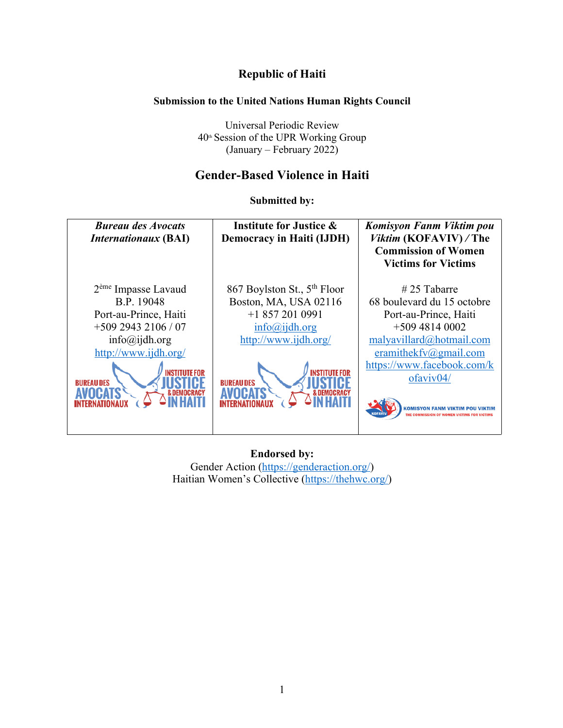# Republic of Haiti

**Submission to the United Nations Human Rights Council**

Universal Periodic Review
40th Session of the UPR Working Group
(January – February 2022)

## Gender-Based Violence in Haiti

**Submitted by:**

| ***Bureau des Avocats Internationaux* (BAI)** | **Institute for Justice & Democracy in Haiti (IJDH)** | ***Komisyon Fanm Viktim pou Viktim* (KOFAVIV) / The Commission of Women Victims for Victims** |
|---|---|---|
| 2ème Impasse Lavaud<br>B.P. 19048<br>Port-au-Prince, Haiti<br>+509 2943 2106 / 07<br>info@ijdh.org<br>http://www.ijdh.org/ | 867 Boylston St., 5th Floor<br>Boston, MA, USA 02116<br>+1 857 201 0991<br>info@ijdh.org<br>http://www.ijdh.org/ | # 25 Tabarre<br>68 boulevard du 15 octobre<br>Port-au-Prince, Haiti<br>+509 4814 0002<br>malyavillard@hotmail.com<br>eramithekfv@gmail.com<br>https://www.facebook.com/kofaviv04/ |

**Endorsed by:**
Gender Action (https://genderaction.org/)
Haitian Women's Collective (https://thehwc.org/)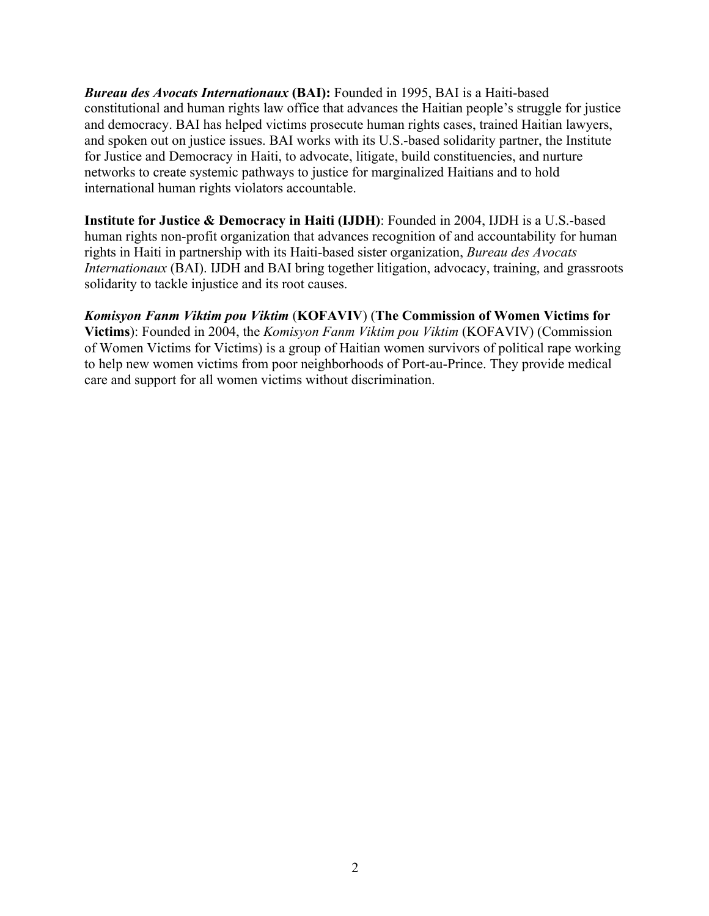***Bureau des Avocats Internationaux* (BAI):** Founded in 1995, BAI is a Haiti-based constitutional and human rights law office that advances the Haitian people's struggle for justice and democracy. BAI has helped victims prosecute human rights cases, trained Haitian lawyers, and spoken out on justice issues. BAI works with its U.S.-based solidarity partner, the Institute for Justice and Democracy in Haiti, to advocate, litigate, build constituencies, and nurture networks to create systemic pathways to justice for marginalized Haitians and to hold international human rights violators accountable.

**Institute for Justice & Democracy in Haiti (IJDH)**: Founded in 2004, IJDH is a U.S.-based human rights non-profit organization that advances recognition of and accountability for human rights in Haiti in partnership with its Haiti-based sister organization, *Bureau des Avocats Internationaux* (BAI). IJDH and BAI bring together litigation, advocacy, training, and grassroots solidarity to tackle injustice and its root causes.

***Komisyon Fanm Viktim pou Viktim*** (**KOFAVIV**) (**The Commission of Women Victims for Victims**): Founded in 2004, the *Komisyon Fanm Viktim pou Viktim* (KOFAVIV) (Commission of Women Victims for Victims) is a group of Haitian women survivors of political rape working to help new women victims from poor neighborhoods of Port-au-Prince. They provide medical care and support for all women victims without discrimination.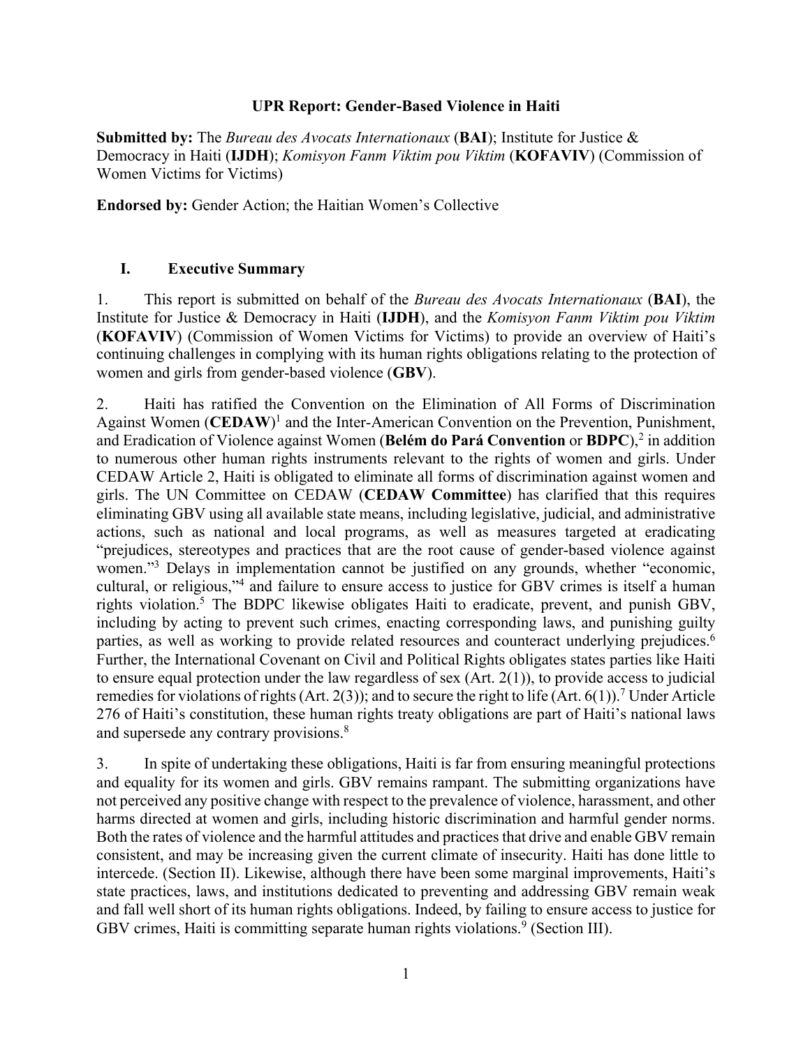# UPR Report: Gender-Based Violence in Haiti

**Submitted by:** The *Bureau des Avocats Internationaux* (**BAI**); Institute for Justice & Democracy in Haiti (**IJDH**); *Komisyon Fanm Viktim pou Viktim* (**KOFAVIV**) (Commission of Women Victims for Victims)

**Endorsed by:** Gender Action; the Haitian Women's Collective

## I. Executive Summary

1. This report is submitted on behalf of the *Bureau des Avocats Internationaux* (**BAI**), the Institute for Justice & Democracy in Haiti (**IJDH**), and the *Komisyon Fanm Viktim pou Viktim* (**KOFAVIV**) (Commission of Women Victims for Victims) to provide an overview of Haiti's continuing challenges in complying with its human rights obligations relating to the protection of women and girls from gender-based violence (**GBV**).

2. Haiti has ratified the Convention on the Elimination of All Forms of Discrimination Against Women (**CEDAW**)[1] and the Inter-American Convention on the Prevention, Punishment, and Eradication of Violence against Women (**Belém do Pará Convention** or **BDPC**),[2] in addition to numerous other human rights instruments relevant to the rights of women and girls. Under CEDAW Article 2, Haiti is obligated to eliminate all forms of discrimination against women and girls. The UN Committee on CEDAW (**CEDAW Committee**) has clarified that this requires eliminating GBV using all available state means, including legislative, judicial, and administrative actions, such as national and local programs, as well as measures targeted at eradicating "prejudices, stereotypes and practices that are the root cause of gender-based violence against women."[3] Delays in implementation cannot be justified on any grounds, whether "economic, cultural, or religious,"[4] and failure to ensure access to justice for GBV crimes is itself a human rights violation.[5] The BDPC likewise obligates Haiti to eradicate, prevent, and punish GBV, including by acting to prevent such crimes, enacting corresponding laws, and punishing guilty parties, as well as working to provide related resources and counteract underlying prejudices.[6] Further, the International Covenant on Civil and Political Rights obligates states parties like Haiti to ensure equal protection under the law regardless of sex (Art. 2(1)), to provide access to judicial remedies for violations of rights (Art. 2(3)); and to secure the right to life (Art. 6(1)).[7] Under Article 276 of Haiti's constitution, these human rights treaty obligations are part of Haiti's national laws and supersede any contrary provisions.[8]

3. In spite of undertaking these obligations, Haiti is far from ensuring meaningful protections and equality for its women and girls. GBV remains rampant. The submitting organizations have not perceived any positive change with respect to the prevalence of violence, harassment, and other harms directed at women and girls, including historic discrimination and harmful gender norms. Both the rates of violence and the harmful attitudes and practices that drive and enable GBV remain consistent, and may be increasing given the current climate of insecurity. Haiti has done little to intercede. (Section II). Likewise, although there have been some marginal improvements, Haiti's state practices, laws, and institutions dedicated to preventing and addressing GBV remain weak and fall well short of its human rights obligations. Indeed, by failing to ensure access to justice for GBV crimes, Haiti is committing separate human rights violations.[9] (Section III).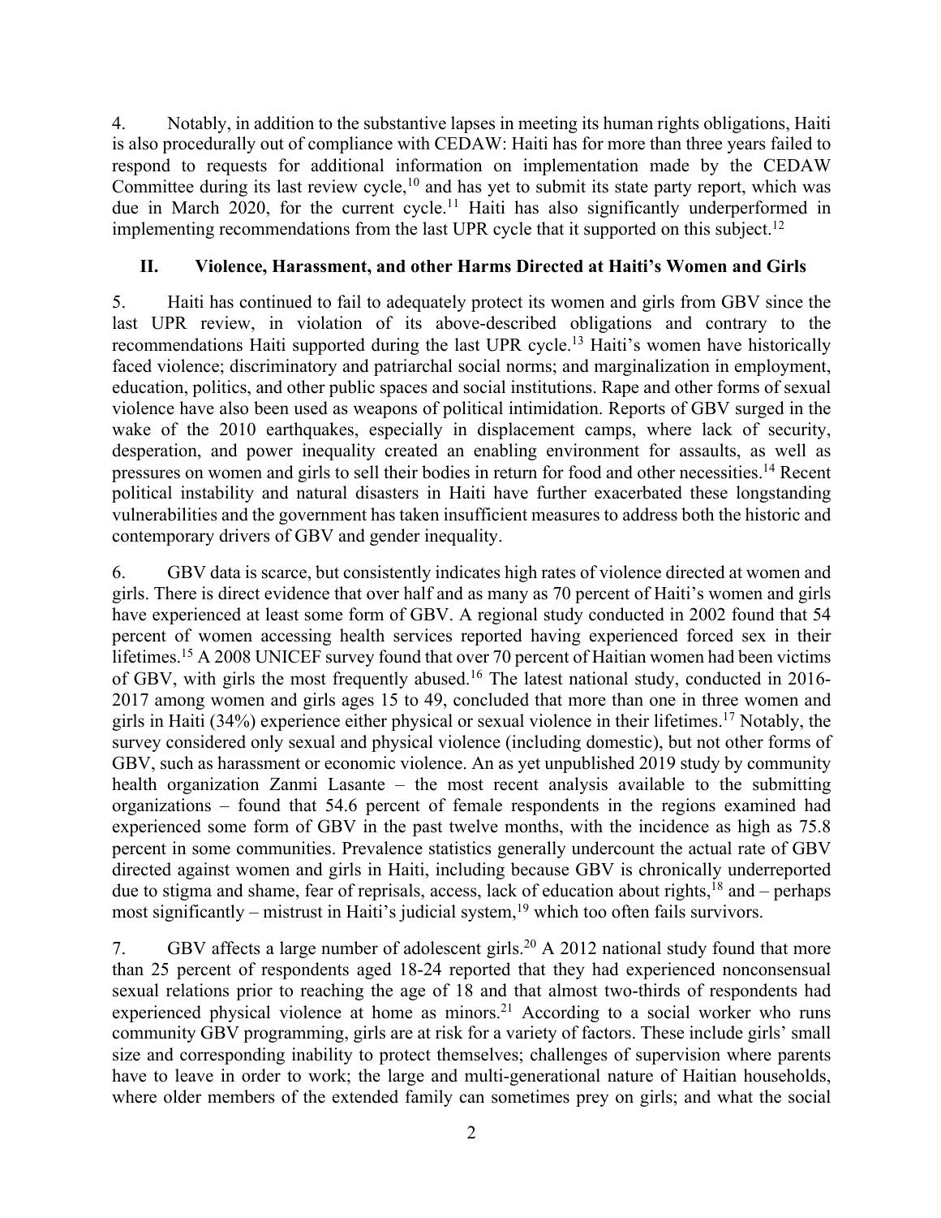4. Notably, in addition to the substantive lapses in meeting its human rights obligations, Haiti is also procedurally out of compliance with CEDAW: Haiti has for more than three years failed to respond to requests for additional information on implementation made by the CEDAW Committee during its last review cycle,[10] and has yet to submit its state party report, which was due in March 2020, for the current cycle.[11] Haiti has also significantly underperformed in implementing recommendations from the last UPR cycle that it supported on this subject.[12]

## II. Violence, Harassment, and other Harms Directed at Haiti's Women and Girls

5. Haiti has continued to fail to adequately protect its women and girls from GBV since the last UPR review, in violation of its above-described obligations and contrary to the recommendations Haiti supported during the last UPR cycle.[13] Haiti's women have historically faced violence; discriminatory and patriarchal social norms; and marginalization in employment, education, politics, and other public spaces and social institutions. Rape and other forms of sexual violence have also been used as weapons of political intimidation. Reports of GBV surged in the wake of the 2010 earthquakes, especially in displacement camps, where lack of security, desperation, and power inequality created an enabling environment for assaults, as well as pressures on women and girls to sell their bodies in return for food and other necessities.[14] Recent political instability and natural disasters in Haiti have further exacerbated these longstanding vulnerabilities and the government has taken insufficient measures to address both the historic and contemporary drivers of GBV and gender inequality.

6. GBV data is scarce, but consistently indicates high rates of violence directed at women and girls. There is direct evidence that over half and as many as 70 percent of Haiti's women and girls have experienced at least some form of GBV. A regional study conducted in 2002 found that 54 percent of women accessing health services reported having experienced forced sex in their lifetimes.[15] A 2008 UNICEF survey found that over 70 percent of Haitian women had been victims of GBV, with girls the most frequently abused.[16] The latest national study, conducted in 2016-2017 among women and girls ages 15 to 49, concluded that more than one in three women and girls in Haiti (34%) experience either physical or sexual violence in their lifetimes.[17] Notably, the survey considered only sexual and physical violence (including domestic), but not other forms of GBV, such as harassment or economic violence. An as yet unpublished 2019 study by community health organization Zanmi Lasante – the most recent analysis available to the submitting organizations – found that 54.6 percent of female respondents in the regions examined had experienced some form of GBV in the past twelve months, with the incidence as high as 75.8 percent in some communities. Prevalence statistics generally undercount the actual rate of GBV directed against women and girls in Haiti, including because GBV is chronically underreported due to stigma and shame, fear of reprisals, access, lack of education about rights,[18] and – perhaps most significantly – mistrust in Haiti's judicial system,[19] which too often fails survivors.

7. GBV affects a large number of adolescent girls.[20] A 2012 national study found that more than 25 percent of respondents aged 18-24 reported that they had experienced nonconsensual sexual relations prior to reaching the age of 18 and that almost two-thirds of respondents had experienced physical violence at home as minors.[21] According to a social worker who runs community GBV programming, girls are at risk for a variety of factors. These include girls' small size and corresponding inability to protect themselves; challenges of supervision where parents have to leave in order to work; the large and multi-generational nature of Haitian households, where older members of the extended family can sometimes prey on girls; and what the social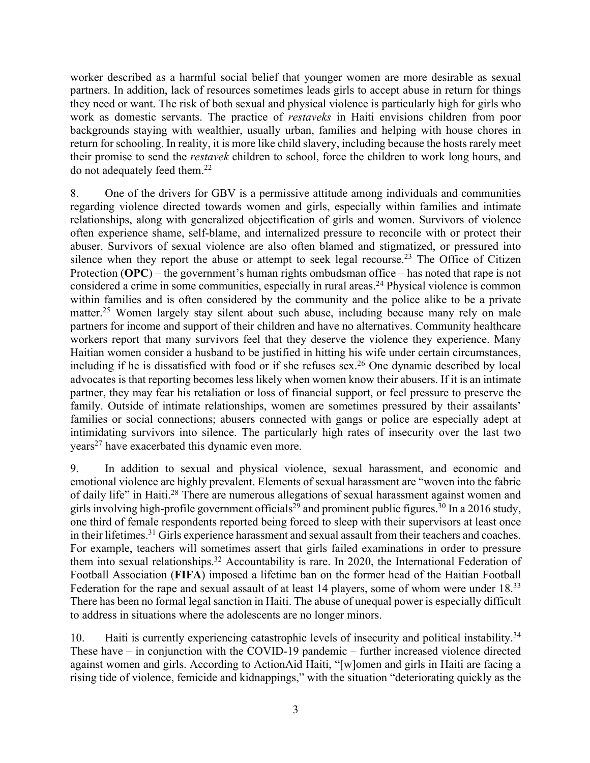worker described as a harmful social belief that younger women are more desirable as sexual partners. In addition, lack of resources sometimes leads girls to accept abuse in return for things they need or want. The risk of both sexual and physical violence is particularly high for girls who work as domestic servants. The practice of *restaveks* in Haiti envisions children from poor backgrounds staying with wealthier, usually urban, families and helping with house chores in return for schooling. In reality, it is more like child slavery, including because the hosts rarely meet their promise to send the *restavek* children to school, force the children to work long hours, and do not adequately feed them.[22]

8. One of the drivers for GBV is a permissive attitude among individuals and communities regarding violence directed towards women and girls, especially within families and intimate relationships, along with generalized objectification of girls and women. Survivors of violence often experience shame, self-blame, and internalized pressure to reconcile with or protect their abuser. Survivors of sexual violence are also often blamed and stigmatized, or pressured into silence when they report the abuse or attempt to seek legal recourse.[23] The Office of Citizen Protection (**OPC**) – the government's human rights ombudsman office – has noted that rape is not considered a crime in some communities, especially in rural areas.[24] Physical violence is common within families and is often considered by the community and the police alike to be a private matter.[25] Women largely stay silent about such abuse, including because many rely on male partners for income and support of their children and have no alternatives. Community healthcare workers report that many survivors feel that they deserve the violence they experience. Many Haitian women consider a husband to be justified in hitting his wife under certain circumstances, including if he is dissatisfied with food or if she refuses sex.[26] One dynamic described by local advocates is that reporting becomes less likely when women know their abusers. If it is an intimate partner, they may fear his retaliation or loss of financial support, or feel pressure to preserve the family. Outside of intimate relationships, women are sometimes pressured by their assailants' families or social connections; abusers connected with gangs or police are especially adept at intimidating survivors into silence. The particularly high rates of insecurity over the last two years[27] have exacerbated this dynamic even more.

9. In addition to sexual and physical violence, sexual harassment, and economic and emotional violence are highly prevalent. Elements of sexual harassment are "woven into the fabric of daily life" in Haiti.[28] There are numerous allegations of sexual harassment against women and girls involving high-profile government officials[29] and prominent public figures.[30] In a 2016 study, one third of female respondents reported being forced to sleep with their supervisors at least once in their lifetimes.[31] Girls experience harassment and sexual assault from their teachers and coaches. For example, teachers will sometimes assert that girls failed examinations in order to pressure them into sexual relationships.[32] Accountability is rare. In 2020, the International Federation of Football Association (**FIFA**) imposed a lifetime ban on the former head of the Haitian Football Federation for the rape and sexual assault of at least 14 players, some of whom were under 18.[33] There has been no formal legal sanction in Haiti. The abuse of unequal power is especially difficult to address in situations where the adolescents are no longer minors.

10. Haiti is currently experiencing catastrophic levels of insecurity and political instability.[34] These have – in conjunction with the COVID-19 pandemic – further increased violence directed against women and girls. According to ActionAid Haiti, "[w]omen and girls in Haiti are facing a rising tide of violence, femicide and kidnappings," with the situation "deteriorating quickly as the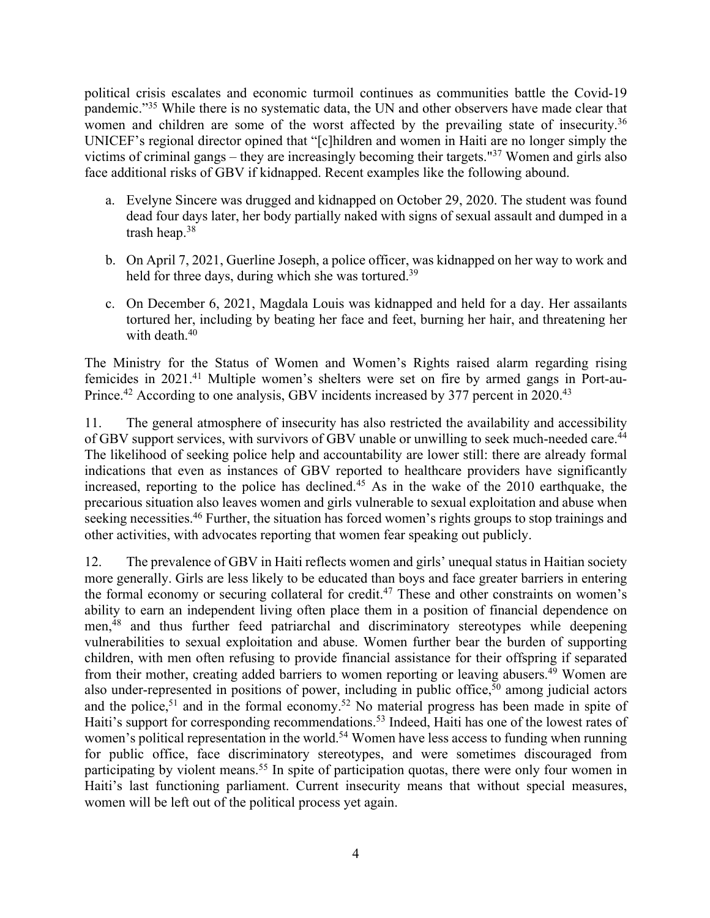political crisis escalates and economic turmoil continues as communities battle the Covid-19 pandemic."[35] While there is no systematic data, the UN and other observers have made clear that women and children are some of the worst affected by the prevailing state of insecurity.[36] UNICEF's regional director opined that "[c]hildren and women in Haiti are no longer simply the victims of criminal gangs – they are increasingly becoming their targets."[37] Women and girls also face additional risks of GBV if kidnapped. Recent examples like the following abound.

a. Evelyne Sincere was drugged and kidnapped on October 29, 2020. The student was found dead four days later, her body partially naked with signs of sexual assault and dumped in a trash heap.[38]

b. On April 7, 2021, Guerline Joseph, a police officer, was kidnapped on her way to work and held for three days, during which she was tortured.[39]

c. On December 6, 2021, Magdala Louis was kidnapped and held for a day. Her assailants tortured her, including by beating her face and feet, burning her hair, and threatening her with death.[40]

The Ministry for the Status of Women and Women's Rights raised alarm regarding rising femicides in 2021.[41] Multiple women's shelters were set on fire by armed gangs in Port-au-Prince.[42] According to one analysis, GBV incidents increased by 377 percent in 2020.[43]

11. The general atmosphere of insecurity has also restricted the availability and accessibility of GBV support services, with survivors of GBV unable or unwilling to seek much-needed care.[44] The likelihood of seeking police help and accountability are lower still: there are already formal indications that even as instances of GBV reported to healthcare providers have significantly increased, reporting to the police has declined.[45] As in the wake of the 2010 earthquake, the precarious situation also leaves women and girls vulnerable to sexual exploitation and abuse when seeking necessities.[46] Further, the situation has forced women's rights groups to stop trainings and other activities, with advocates reporting that women fear speaking out publicly.

12. The prevalence of GBV in Haiti reflects women and girls' unequal status in Haitian society more generally. Girls are less likely to be educated than boys and face greater barriers in entering the formal economy or securing collateral for credit.[47] These and other constraints on women's ability to earn an independent living often place them in a position of financial dependence on men,[48] and thus further feed patriarchal and discriminatory stereotypes while deepening vulnerabilities to sexual exploitation and abuse. Women further bear the burden of supporting children, with men often refusing to provide financial assistance for their offspring if separated from their mother, creating added barriers to women reporting or leaving abusers.[49] Women are also under-represented in positions of power, including in public office,[50] among judicial actors and the police,[51] and in the formal economy.[52] No material progress has been made in spite of Haiti's support for corresponding recommendations.[53] Indeed, Haiti has one of the lowest rates of women's political representation in the world.[54] Women have less access to funding when running for public office, face discriminatory stereotypes, and were sometimes discouraged from participating by violent means.[55] In spite of participation quotas, there were only four women in Haiti's last functioning parliament. Current insecurity means that without special measures, women will be left out of the political process yet again.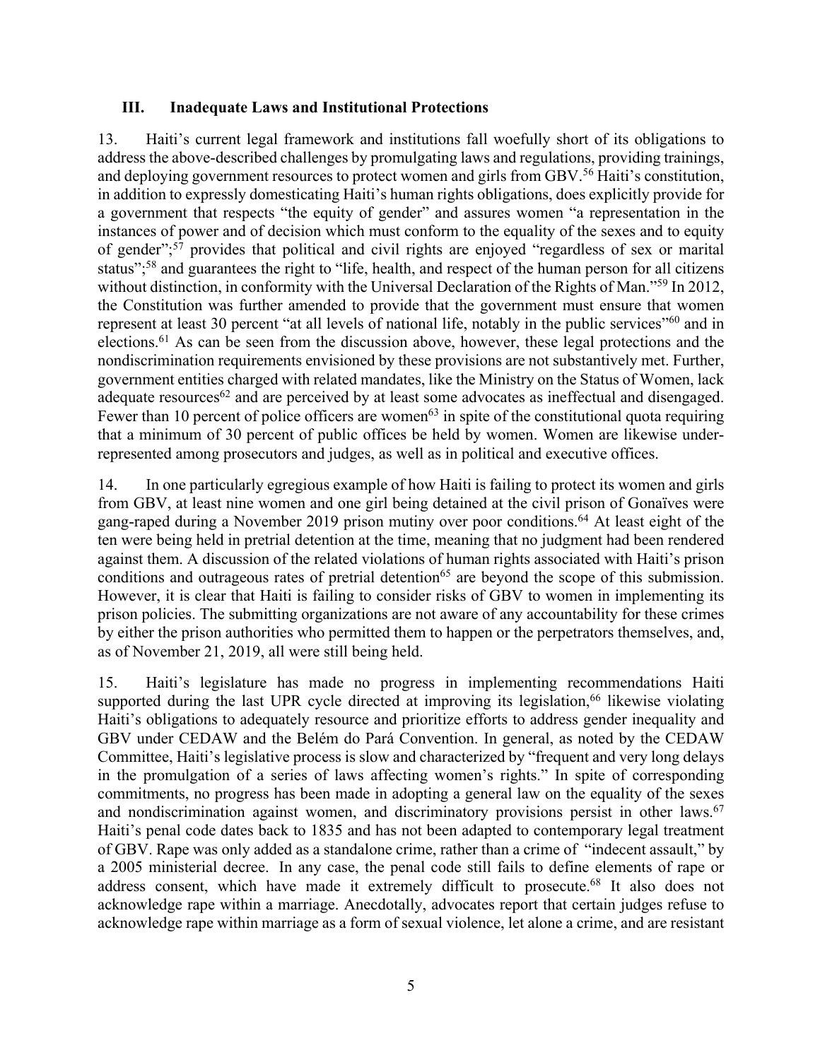## III. Inadequate Laws and Institutional Protections

13. Haiti's current legal framework and institutions fall woefully short of its obligations to address the above-described challenges by promulgating laws and regulations, providing trainings, and deploying government resources to protect women and girls from GBV.[56] Haiti's constitution, in addition to expressly domesticating Haiti's human rights obligations, does explicitly provide for a government that respects "the equity of gender" and assures women "a representation in the instances of power and of decision which must conform to the equality of the sexes and to equity of gender";[57] provides that political and civil rights are enjoyed "regardless of sex or marital status";[58] and guarantees the right to "life, health, and respect of the human person for all citizens without distinction, in conformity with the Universal Declaration of the Rights of Man."[59] In 2012, the Constitution was further amended to provide that the government must ensure that women represent at least 30 percent "at all levels of national life, notably in the public services"[60] and in elections.[61] As can be seen from the discussion above, however, these legal protections and the nondiscrimination requirements envisioned by these provisions are not substantively met. Further, government entities charged with related mandates, like the Ministry on the Status of Women, lack adequate resources[62] and are perceived by at least some advocates as ineffectual and disengaged. Fewer than 10 percent of police officers are women[63] in spite of the constitutional quota requiring that a minimum of 30 percent of public offices be held by women. Women are likewise under-represented among prosecutors and judges, as well as in political and executive offices.

14. In one particularly egregious example of how Haiti is failing to protect its women and girls from GBV, at least nine women and one girl being detained at the civil prison of Gonaïves were gang-raped during a November 2019 prison mutiny over poor conditions.[64] At least eight of the ten were being held in pretrial detention at the time, meaning that no judgment had been rendered against them. A discussion of the related violations of human rights associated with Haiti's prison conditions and outrageous rates of pretrial detention[65] are beyond the scope of this submission. However, it is clear that Haiti is failing to consider risks of GBV to women in implementing its prison policies. The submitting organizations are not aware of any accountability for these crimes by either the prison authorities who permitted them to happen or the perpetrators themselves, and, as of November 21, 2019, all were still being held.

15. Haiti's legislature has made no progress in implementing recommendations Haiti supported during the last UPR cycle directed at improving its legislation,[66] likewise violating Haiti's obligations to adequately resource and prioritize efforts to address gender inequality and GBV under CEDAW and the Belém do Pará Convention. In general, as noted by the CEDAW Committee, Haiti's legislative process is slow and characterized by "frequent and very long delays in the promulgation of a series of laws affecting women's rights." In spite of corresponding commitments, no progress has been made in adopting a general law on the equality of the sexes and nondiscrimination against women, and discriminatory provisions persist in other laws.[67] Haiti's penal code dates back to 1835 and has not been adapted to contemporary legal treatment of GBV. Rape was only added as a standalone crime, rather than a crime of "indecent assault," by a 2005 ministerial decree. In any case, the penal code still fails to define elements of rape or address consent, which have made it extremely difficult to prosecute.[68] It also does not acknowledge rape within a marriage. Anecdotally, advocates report that certain judges refuse to acknowledge rape within marriage as a form of sexual violence, let alone a crime, and are resistant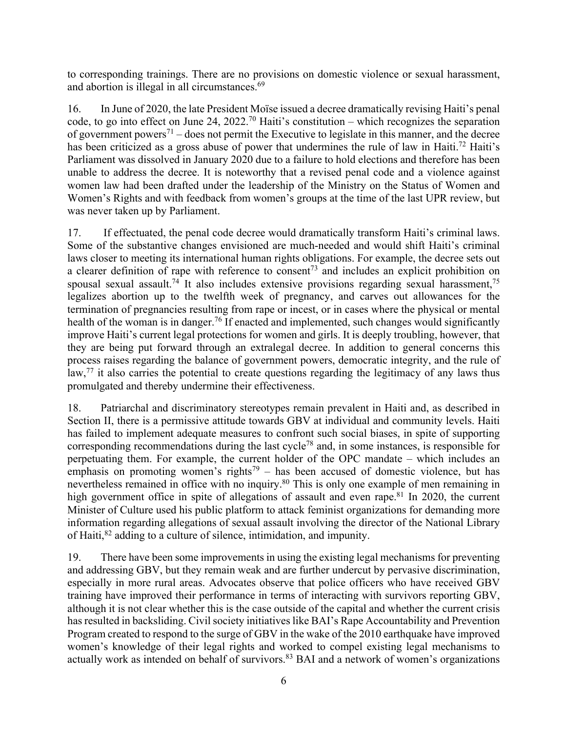to corresponding trainings. There are no provisions on domestic violence or sexual harassment, and abortion is illegal in all circumstances.[69]

16. In June of 2020, the late President Moïse issued a decree dramatically revising Haiti's penal code, to go into effect on June 24, 2022.[70] Haiti's constitution – which recognizes the separation of government powers[71] – does not permit the Executive to legislate in this manner, and the decree has been criticized as a gross abuse of power that undermines the rule of law in Haiti.[72] Haiti's Parliament was dissolved in January 2020 due to a failure to hold elections and therefore has been unable to address the decree. It is noteworthy that a revised penal code and a violence against women law had been drafted under the leadership of the Ministry on the Status of Women and Women's Rights and with feedback from women's groups at the time of the last UPR review, but was never taken up by Parliament.

17. If effectuated, the penal code decree would dramatically transform Haiti's criminal laws. Some of the substantive changes envisioned are much-needed and would shift Haiti's criminal laws closer to meeting its international human rights obligations. For example, the decree sets out a clearer definition of rape with reference to consent[73] and includes an explicit prohibition on spousal sexual assault.[74] It also includes extensive provisions regarding sexual harassment,[75] legalizes abortion up to the twelfth week of pregnancy, and carves out allowances for the termination of pregnancies resulting from rape or incest, or in cases where the physical or mental health of the woman is in danger.[76] If enacted and implemented, such changes would significantly improve Haiti's current legal protections for women and girls. It is deeply troubling, however, that they are being put forward through an extralegal decree. In addition to general concerns this process raises regarding the balance of government powers, democratic integrity, and the rule of law,[77] it also carries the potential to create questions regarding the legitimacy of any laws thus promulgated and thereby undermine their effectiveness.

18. Patriarchal and discriminatory stereotypes remain prevalent in Haiti and, as described in Section II, there is a permissive attitude towards GBV at individual and community levels. Haiti has failed to implement adequate measures to confront such social biases, in spite of supporting corresponding recommendations during the last cycle[78] and, in some instances, is responsible for perpetuating them. For example, the current holder of the OPC mandate – which includes an emphasis on promoting women's rights[79] – has been accused of domestic violence, but has nevertheless remained in office with no inquiry.[80] This is only one example of men remaining in high government office in spite of allegations of assault and even rape.[81] In 2020, the current Minister of Culture used his public platform to attack feminist organizations for demanding more information regarding allegations of sexual assault involving the director of the National Library of Haiti,[82] adding to a culture of silence, intimidation, and impunity.

19. There have been some improvements in using the existing legal mechanisms for preventing and addressing GBV, but they remain weak and are further undercut by pervasive discrimination, especially in more rural areas. Advocates observe that police officers who have received GBV training have improved their performance in terms of interacting with survivors reporting GBV, although it is not clear whether this is the case outside of the capital and whether the current crisis has resulted in backsliding. Civil society initiatives like BAI's Rape Accountability and Prevention Program created to respond to the surge of GBV in the wake of the 2010 earthquake have improved women's knowledge of their legal rights and worked to compel existing legal mechanisms to actually work as intended on behalf of survivors.[83] BAI and a network of women's organizations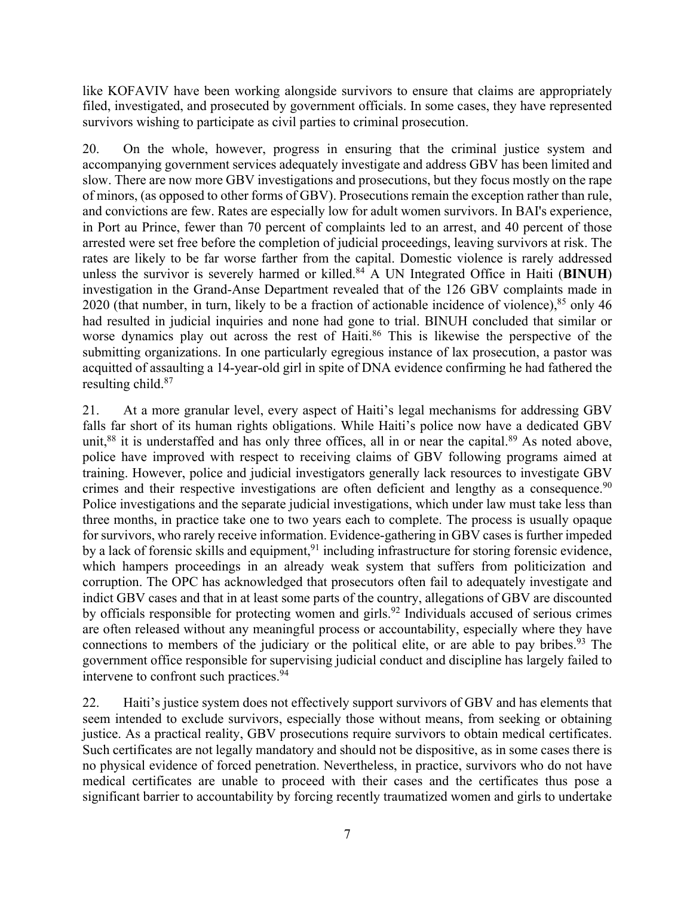like KOFAVIV have been working alongside survivors to ensure that claims are appropriately filed, investigated, and prosecuted by government officials. In some cases, they have represented survivors wishing to participate as civil parties to criminal prosecution.

20. On the whole, however, progress in ensuring that the criminal justice system and accompanying government services adequately investigate and address GBV has been limited and slow. There are now more GBV investigations and prosecutions, but they focus mostly on the rape of minors, (as opposed to other forms of GBV). Prosecutions remain the exception rather than rule, and convictions are few. Rates are especially low for adult women survivors. In BAI's experience, in Port au Prince, fewer than 70 percent of complaints led to an arrest, and 40 percent of those arrested were set free before the completion of judicial proceedings, leaving survivors at risk. The rates are likely to be far worse farther from the capital. Domestic violence is rarely addressed unless the survivor is severely harmed or killed.[84] A UN Integrated Office in Haiti (**BINUH**) investigation in the Grand-Anse Department revealed that of the 126 GBV complaints made in 2020 (that number, in turn, likely to be a fraction of actionable incidence of violence),[85] only 46 had resulted in judicial inquiries and none had gone to trial. BINUH concluded that similar or worse dynamics play out across the rest of Haiti.[86] This is likewise the perspective of the submitting organizations. In one particularly egregious instance of lax prosecution, a pastor was acquitted of assaulting a 14-year-old girl in spite of DNA evidence confirming he had fathered the resulting child.[87]

21. At a more granular level, every aspect of Haiti's legal mechanisms for addressing GBV falls far short of its human rights obligations. While Haiti's police now have a dedicated GBV unit,[88] it is understaffed and has only three offices, all in or near the capital.[89] As noted above, police have improved with respect to receiving claims of GBV following programs aimed at training. However, police and judicial investigators generally lack resources to investigate GBV crimes and their respective investigations are often deficient and lengthy as a consequence.[90] Police investigations and the separate judicial investigations, which under law must take less than three months, in practice take one to two years each to complete. The process is usually opaque for survivors, who rarely receive information. Evidence-gathering in GBV cases is further impeded by a lack of forensic skills and equipment,[91] including infrastructure for storing forensic evidence, which hampers proceedings in an already weak system that suffers from politicization and corruption. The OPC has acknowledged that prosecutors often fail to adequately investigate and indict GBV cases and that in at least some parts of the country, allegations of GBV are discounted by officials responsible for protecting women and girls.[92] Individuals accused of serious crimes are often released without any meaningful process or accountability, especially where they have connections to members of the judiciary or the political elite, or are able to pay bribes.[93] The government office responsible for supervising judicial conduct and discipline has largely failed to intervene to confront such practices.[94]

22. Haiti's justice system does not effectively support survivors of GBV and has elements that seem intended to exclude survivors, especially those without means, from seeking or obtaining justice. As a practical reality, GBV prosecutions require survivors to obtain medical certificates. Such certificates are not legally mandatory and should not be dispositive, as in some cases there is no physical evidence of forced penetration. Nevertheless, in practice, survivors who do not have medical certificates are unable to proceed with their cases and the certificates thus pose a significant barrier to accountability by forcing recently traumatized women and girls to undertake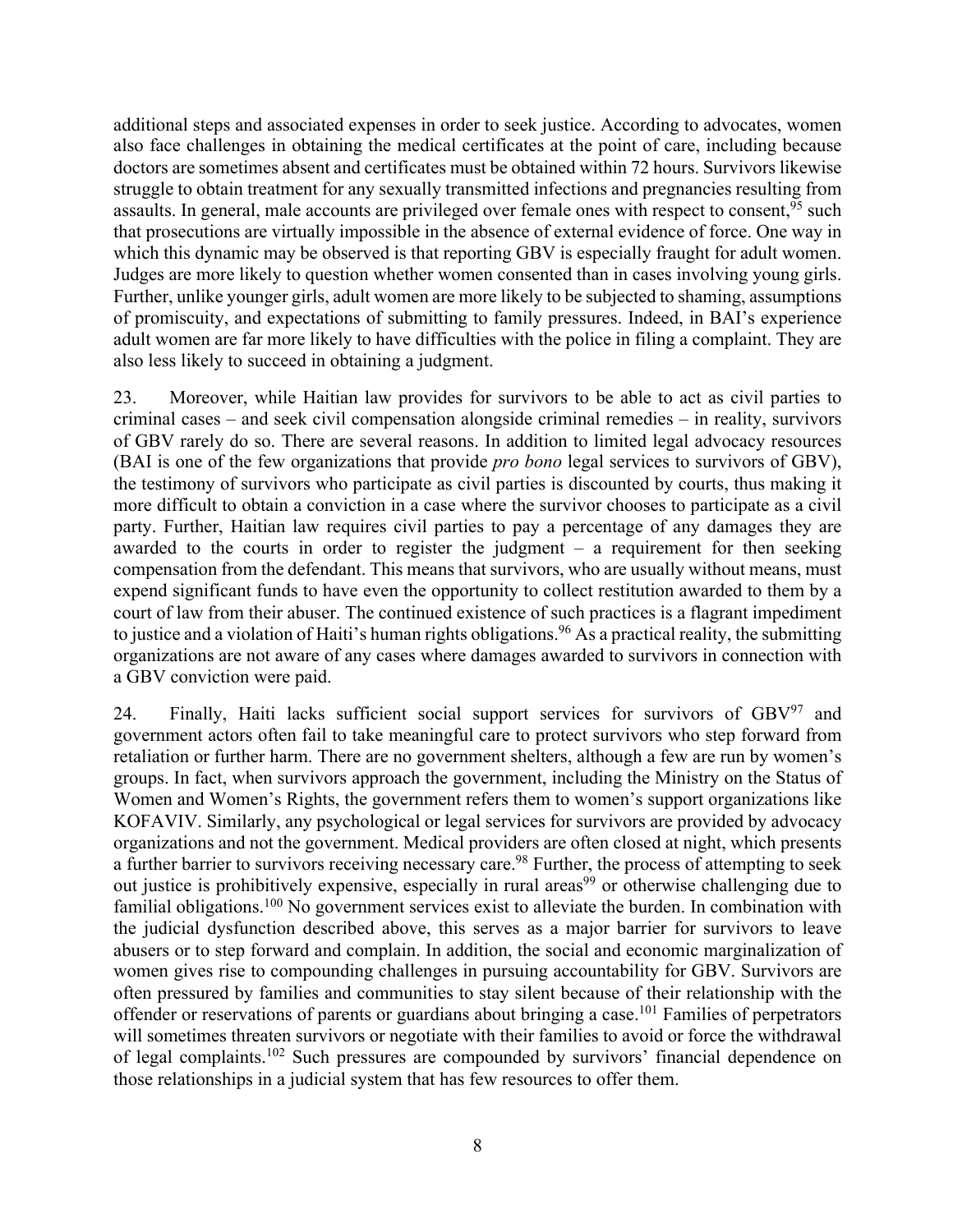additional steps and associated expenses in order to seek justice. According to advocates, women also face challenges in obtaining the medical certificates at the point of care, including because doctors are sometimes absent and certificates must be obtained within 72 hours. Survivors likewise struggle to obtain treatment for any sexually transmitted infections and pregnancies resulting from assaults. In general, male accounts are privileged over female ones with respect to consent,[95] such that prosecutions are virtually impossible in the absence of external evidence of force. One way in which this dynamic may be observed is that reporting GBV is especially fraught for adult women. Judges are more likely to question whether women consented than in cases involving young girls. Further, unlike younger girls, adult women are more likely to be subjected to shaming, assumptions of promiscuity, and expectations of submitting to family pressures. Indeed, in BAI's experience adult women are far more likely to have difficulties with the police in filing a complaint. They are also less likely to succeed in obtaining a judgment.

23. Moreover, while Haitian law provides for survivors to be able to act as civil parties to criminal cases – and seek civil compensation alongside criminal remedies – in reality, survivors of GBV rarely do so. There are several reasons. In addition to limited legal advocacy resources (BAI is one of the few organizations that provide *pro bono* legal services to survivors of GBV), the testimony of survivors who participate as civil parties is discounted by courts, thus making it more difficult to obtain a conviction in a case where the survivor chooses to participate as a civil party. Further, Haitian law requires civil parties to pay a percentage of any damages they are awarded to the courts in order to register the judgment – a requirement for then seeking compensation from the defendant. This means that survivors, who are usually without means, must expend significant funds to have even the opportunity to collect restitution awarded to them by a court of law from their abuser. The continued existence of such practices is a flagrant impediment to justice and a violation of Haiti's human rights obligations.[96] As a practical reality, the submitting organizations are not aware of any cases where damages awarded to survivors in connection with a GBV conviction were paid.

24. Finally, Haiti lacks sufficient social support services for survivors of GBV[97] and government actors often fail to take meaningful care to protect survivors who step forward from retaliation or further harm. There are no government shelters, although a few are run by women's groups. In fact, when survivors approach the government, including the Ministry on the Status of Women and Women's Rights, the government refers them to women's support organizations like KOFAVIV. Similarly, any psychological or legal services for survivors are provided by advocacy organizations and not the government. Medical providers are often closed at night, which presents a further barrier to survivors receiving necessary care.[98] Further, the process of attempting to seek out justice is prohibitively expensive, especially in rural areas[99] or otherwise challenging due to familial obligations.[100] No government services exist to alleviate the burden. In combination with the judicial dysfunction described above, this serves as a major barrier for survivors to leave abusers or to step forward and complain. In addition, the social and economic marginalization of women gives rise to compounding challenges in pursuing accountability for GBV. Survivors are often pressured by families and communities to stay silent because of their relationship with the offender or reservations of parents or guardians about bringing a case.[101] Families of perpetrators will sometimes threaten survivors or negotiate with their families to avoid or force the withdrawal of legal complaints.[102] Such pressures are compounded by survivors' financial dependence on those relationships in a judicial system that has few resources to offer them.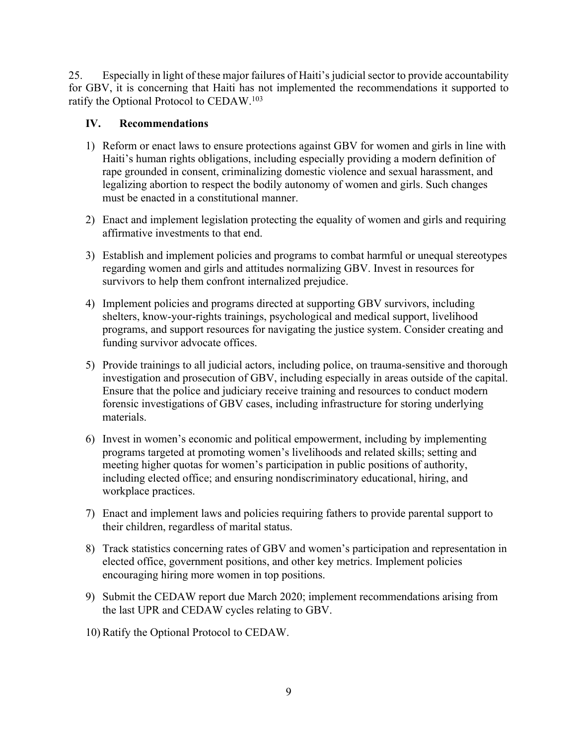25. Especially in light of these major failures of Haiti's judicial sector to provide accountability for GBV, it is concerning that Haiti has not implemented the recommendations it supported to ratify the Optional Protocol to CEDAW.[103]

## IV. Recommendations

1) Reform or enact laws to ensure protections against GBV for women and girls in line with Haiti's human rights obligations, including especially providing a modern definition of rape grounded in consent, criminalizing domestic violence and sexual harassment, and legalizing abortion to respect the bodily autonomy of women and girls. Such changes must be enacted in a constitutional manner.

2) Enact and implement legislation protecting the equality of women and girls and requiring affirmative investments to that end.

3) Establish and implement policies and programs to combat harmful or unequal stereotypes regarding women and girls and attitudes normalizing GBV. Invest in resources for survivors to help them confront internalized prejudice.

4) Implement policies and programs directed at supporting GBV survivors, including shelters, know-your-rights trainings, psychological and medical support, livelihood programs, and support resources for navigating the justice system. Consider creating and funding survivor advocate offices.

5) Provide trainings to all judicial actors, including police, on trauma-sensitive and thorough investigation and prosecution of GBV, including especially in areas outside of the capital. Ensure that the police and judiciary receive training and resources to conduct modern forensic investigations of GBV cases, including infrastructure for storing underlying materials.

6) Invest in women's economic and political empowerment, including by implementing programs targeted at promoting women's livelihoods and related skills; setting and meeting higher quotas for women's participation in public positions of authority, including elected office; and ensuring nondiscriminatory educational, hiring, and workplace practices.

7) Enact and implement laws and policies requiring fathers to provide parental support to their children, regardless of marital status.

8) Track statistics concerning rates of GBV and women's participation and representation in elected office, government positions, and other key metrics. Implement policies encouraging hiring more women in top positions.

9) Submit the CEDAW report due March 2020; implement recommendations arising from the last UPR and CEDAW cycles relating to GBV.

10) Ratify the Optional Protocol to CEDAW.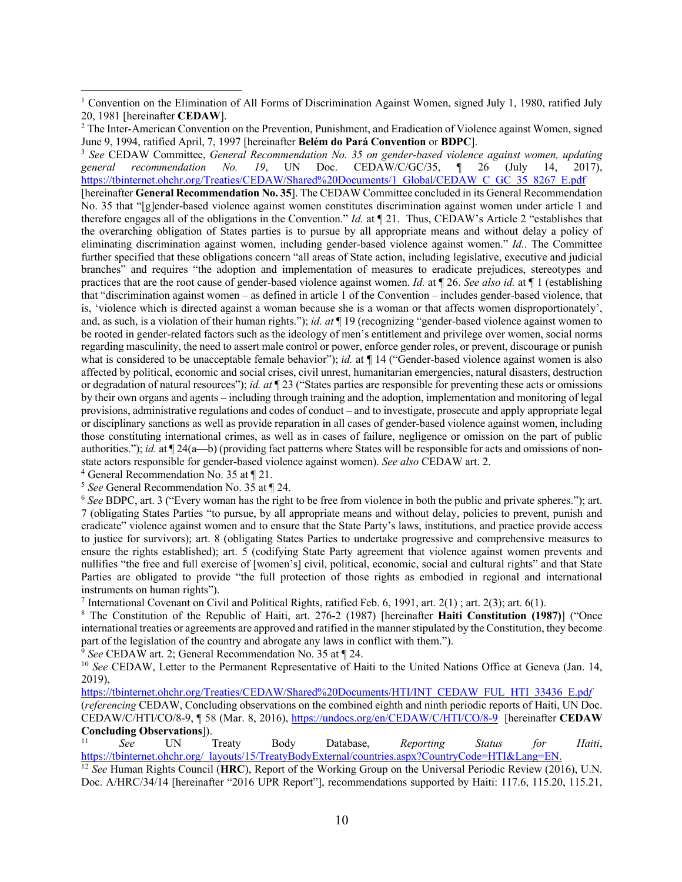[1] Convention on the Elimination of All Forms of Discrimination Against Women, signed July 1, 1980, ratified July 20, 1981 [hereinafter **CEDAW**].

[2] The Inter-American Convention on the Prevention, Punishment, and Eradication of Violence against Women, signed June 9, 1994, ratified April, 7, 1997 [hereinafter **Belém do Pará Convention** or **BDPC**].

[3] *See* CEDAW Committee, *General Recommendation No. 35 on gender-based violence against women, updating general recommendation No. 19*, UN Doc. CEDAW/C/GC/35, ¶ 26 (July 14, 2017), https://tbinternet.ohchr.org/Treaties/CEDAW/Shared%20Documents/1_Global/CEDAW_C_GC_35_8267_E.pdf [hereinafter **General Recommendation No. 35**]. The CEDAW Committee concluded in its General Recommendation No. 35 that "[g]ender-based violence against women constitutes discrimination against women under article 1 and therefore engages all of the obligations in the Convention." *Id.* at ¶ 21. Thus, CEDAW's Article 2 "establishes that the overarching obligation of States parties is to pursue by all appropriate means and without delay a policy of eliminating discrimination against women, including gender-based violence against women." *Id.*. The Committee further specified that these obligations concern "all areas of State action, including legislative, executive and judicial branches" and requires "the adoption and implementation of measures to eradicate prejudices, stereotypes and practices that are the root cause of gender-based violence against women. *Id.* at ¶ 26. *See also id.* at ¶ 1 (establishing that "discrimination against women – as defined in article 1 of the Convention – includes gender-based violence, that is, 'violence which is directed against a woman because she is a woman or that affects women disproportionately', and, as such, is a violation of their human rights."); *id. at* ¶ 19 (recognizing "gender-based violence against women to be rooted in gender-related factors such as the ideology of men's entitlement and privilege over women, social norms regarding masculinity, the need to assert male control or power, enforce gender roles, or prevent, discourage or punish what is considered to be unacceptable female behavior"); *id.* at ¶ 14 ("Gender-based violence against women is also affected by political, economic and social crises, civil unrest, humanitarian emergencies, natural disasters, destruction or degradation of natural resources"); *id. at* ¶ 23 ("States parties are responsible for preventing these acts or omissions by their own organs and agents – including through training and the adoption, implementation and monitoring of legal provisions, administrative regulations and codes of conduct – and to investigate, prosecute and apply appropriate legal or disciplinary sanctions as well as provide reparation in all cases of gender-based violence against women, including those constituting international crimes, as well as in cases of failure, negligence or omission on the part of public authorities."); *id.* at ¶ 24(a—b) (providing fact patterns where States will be responsible for acts and omissions of non-state actors responsible for gender-based violence against women). *See also* CEDAW art. 2.

[4] General Recommendation No. 35 at ¶ 21.

[5] *See* General Recommendation No. 35 at ¶ 24.

[6] *See* BDPC, art. 3 ("Every woman has the right to be free from violence in both the public and private spheres."); art. 7 (obligating States Parties "to pursue, by all appropriate means and without delay, policies to prevent, punish and eradicate" violence against women and to ensure that the State Party's laws, institutions, and practice provide access to justice for survivors); art. 8 (obligating States Parties to undertake progressive and comprehensive measures to ensure the rights established); art. 5 (codifying State Party agreement that violence against women prevents and nullifies "the free and full exercise of [women's] civil, political, economic, social and cultural rights" and that State Parties are obligated to provide "the full protection of those rights as embodied in regional and international instruments on human rights").

[7] International Covenant on Civil and Political Rights, ratified Feb. 6, 1991, art. 2(1) ; art. 2(3); art. 6(1).

[8] The Constitution of the Republic of Haiti, art. 276-2 (1987) [hereinafter **Haiti Constitution (1987)**] ("Once international treaties or agreements are approved and ratified in the manner stipulated by the Constitution, they become part of the legislation of the country and abrogate any laws in conflict with them.").

[9] *See* CEDAW art. 2; General Recommendation No. 35 at ¶ 24.

[10] *See* CEDAW, Letter to the Permanent Representative of Haiti to the United Nations Office at Geneva (Jan. 14, 2019), https://tbinternet.ohchr.org/Treaties/CEDAW/Shared%20Documents/HTI/INT_CEDAW_FUL_HTI_33436_E.pdf (*referencing* CEDAW, Concluding observations on the combined eighth and ninth periodic reports of Haiti, UN Doc. CEDAW/C/HTI/CO/8-9, ¶ 58 (Mar. 8, 2016), https://undocs.org/en/CEDAW/C/HTI/CO/8-9 [hereinafter **CEDAW Concluding Observations**]).

[11] *See* UN Treaty Body Database, *Reporting Status for Haiti*, https://tbinternet.ohchr.org/_layouts/15/TreatyBodyExternal/countries.aspx?CountryCode=HTI&Lang=EN.

[12] *See* Human Rights Council (**HRC**), Report of the Working Group on the Universal Periodic Review (2016), U.N. Doc. A/HRC/34/14 [hereinafter "2016 UPR Report"], recommendations supported by Haiti: 117.6, 115.20, 115.21,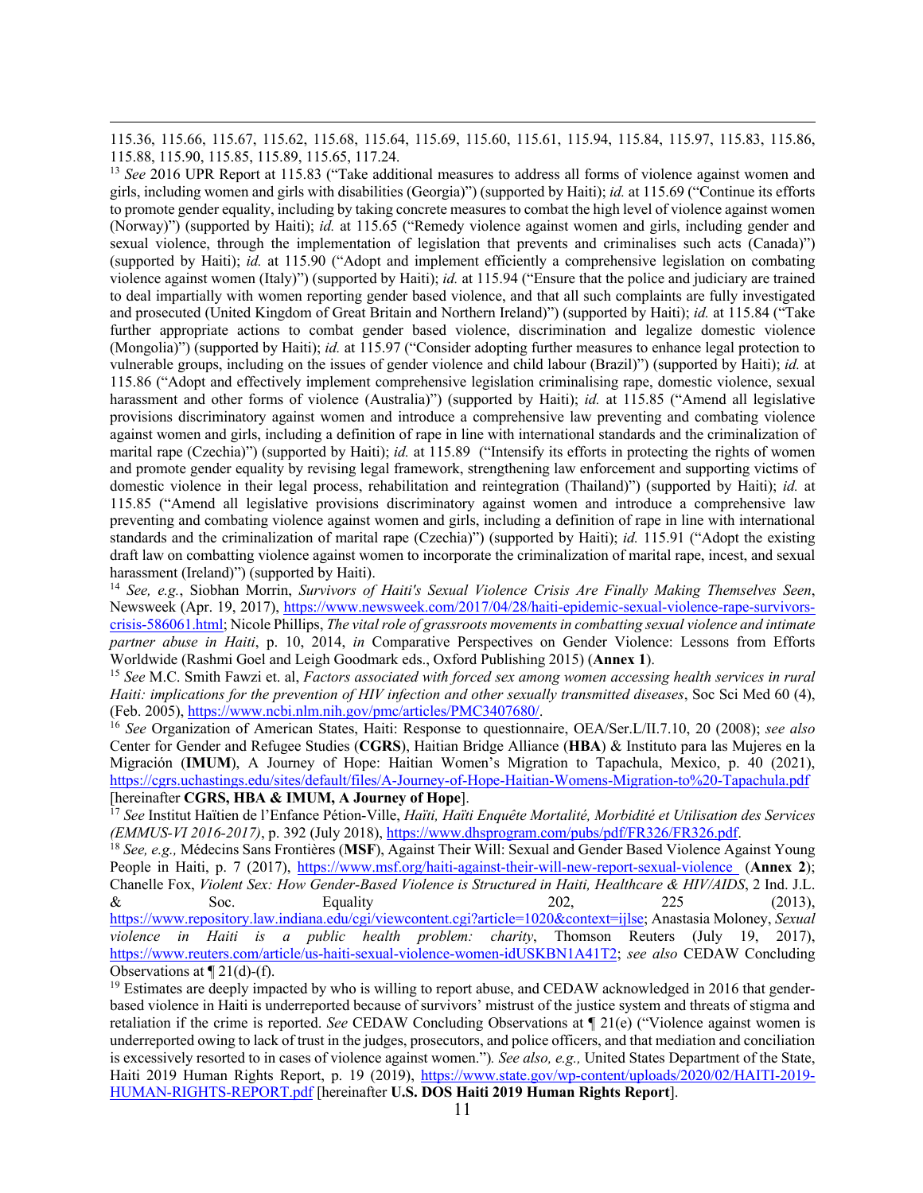115.36, 115.66, 115.67, 115.62, 115.68, 115.64, 115.69, 115.60, 115.61, 115.94, 115.84, 115.97, 115.83, 115.86, 115.88, 115.90, 115.85, 115.89, 115.65, 117.24.

[13] *See* 2016 UPR Report at 115.83 ("Take additional measures to address all forms of violence against women and girls, including women and girls with disabilities (Georgia)") (supported by Haiti); *id.* at 115.69 ("Continue its efforts to promote gender equality, including by taking concrete measures to combat the high level of violence against women (Norway)") (supported by Haiti); *id.* at 115.65 ("Remedy violence against women and girls, including gender and sexual violence, through the implementation of legislation that prevents and criminalises such acts (Canada)") (supported by Haiti); *id.* at 115.90 ("Adopt and implement efficiently a comprehensive legislation on combating violence against women (Italy)") (supported by Haiti); *id.* at 115.94 ("Ensure that the police and judiciary are trained to deal impartially with women reporting gender based violence, and that all such complaints are fully investigated and prosecuted (United Kingdom of Great Britain and Northern Ireland)") (supported by Haiti); *id.* at 115.84 ("Take further appropriate actions to combat gender based violence, discrimination and legalize domestic violence (Mongolia)") (supported by Haiti); *id.* at 115.97 ("Consider adopting further measures to enhance legal protection to vulnerable groups, including on the issues of gender violence and child labour (Brazil)") (supported by Haiti); *id.* at 115.86 ("Adopt and effectively implement comprehensive legislation criminalising rape, domestic violence, sexual harassment and other forms of violence (Australia)") (supported by Haiti); *id.* at 115.85 ("Amend all legislative provisions discriminatory against women and introduce a comprehensive law preventing and combating violence against women and girls, including a definition of rape in line with international standards and the criminalization of marital rape (Czechia)") (supported by Haiti); *id.* at 115.89 ("Intensify its efforts in protecting the rights of women and promote gender equality by revising legal framework, strengthening law enforcement and supporting victims of domestic violence in their legal process, rehabilitation and reintegration (Thailand)") (supported by Haiti); *id.* at 115.85 ("Amend all legislative provisions discriminatory against women and introduce a comprehensive law preventing and combating violence against women and girls, including a definition of rape in line with international standards and the criminalization of marital rape (Czechia)") (supported by Haiti); *id.* 115.91 ("Adopt the existing draft law on combatting violence against women to incorporate the criminalization of marital rape, incest, and sexual harassment (Ireland)") (supported by Haiti).

[14] *See, e.g.*, Siobhan Morrin, *Survivors of Haiti's Sexual Violence Crisis Are Finally Making Themselves Seen*, Newsweek (Apr. 19, 2017), https://www.newsweek.com/2017/04/28/haiti-epidemic-sexual-violence-rape-survivors-crisis-586061.html; Nicole Phillips, *The vital role of grassroots movements in combatting sexual violence and intimate partner abuse in Haiti*, p. 10, 2014, *in* Comparative Perspectives on Gender Violence: Lessons from Efforts Worldwide (Rashmi Goel and Leigh Goodmark eds., Oxford Publishing 2015) (**Annex 1**).

[15] *See* M.C. Smith Fawzi et. al, *Factors associated with forced sex among women accessing health services in rural Haiti: implications for the prevention of HIV infection and other sexually transmitted diseases*, Soc Sci Med 60 (4), (Feb. 2005), https://www.ncbi.nlm.nih.gov/pmc/articles/PMC3407680/.

[16] *See* Organization of American States, Haiti: Response to questionnaire, OEA/Ser.L/II.7.10, 20 (2008); *see also* Center for Gender and Refugee Studies (**CGRS**), Haitian Bridge Alliance (**HBA**) & Instituto para las Mujeres en la Migración (**IMUM**), A Journey of Hope: Haitian Women's Migration to Tapachula, Mexico, p. 40 (2021), https://cgrs.uchastings.edu/sites/default/files/A-Journey-of-Hope-Haitian-Womens-Migration-to%20-Tapachula.pdf [hereinafter **CGRS, HBA & IMUM, A Journey of Hope**].

[17] *See* Institut Haïtien de l'Enfance Pétion-Ville, *Haïti, Haïti Enquête Mortalité, Morbidité et Utilisation des Services (EMMUS-VI 2016-2017)*, p. 392 (July 2018), https://www.dhsprogram.com/pubs/pdf/FR326/FR326.pdf.

[18] *See, e.g.,* Médecins Sans Frontières (**MSF**), Against Their Will: Sexual and Gender Based Violence Against Young People in Haiti, p. 7 (2017), https://www.msf.org/haiti-against-their-will-new-report-sexual-violence (**Annex 2**); Chanelle Fox, *Violent Sex: How Gender-Based Violence is Structured in Haiti, Healthcare & HIV/AIDS*, 2 Ind. J.L. & Soc. Equality 202, 225 (2013), https://www.repository.law.indiana.edu/cgi/viewcontent.cgi?article=1020&context=ijlse; Anastasia Moloney, *Sexual violence in Haiti is a public health problem: charity*, Thomson Reuters (July 19, 2017), https://www.reuters.com/article/us-haiti-sexual-violence-women-idUSKBN1A41T2; *see also* CEDAW Concluding Observations at ¶ 21(d)-(f).

[19] Estimates are deeply impacted by who is willing to report abuse, and CEDAW acknowledged in 2016 that gender-based violence in Haiti is underreported because of survivors' mistrust of the justice system and threats of stigma and retaliation if the crime is reported. *See* CEDAW Concluding Observations at ¶ 21(e) ("Violence against women is underreported owing to lack of trust in the judges, prosecutors, and police officers, and that mediation and conciliation is excessively resorted to in cases of violence against women."). *See also, e.g.,* United States Department of the State, Haiti 2019 Human Rights Report, p. 19 (2019), https://www.state.gov/wp-content/uploads/2020/02/HAITI-2019-HUMAN-RIGHTS-REPORT.pdf [hereinafter **U.S. DOS Haiti 2019 Human Rights Report**].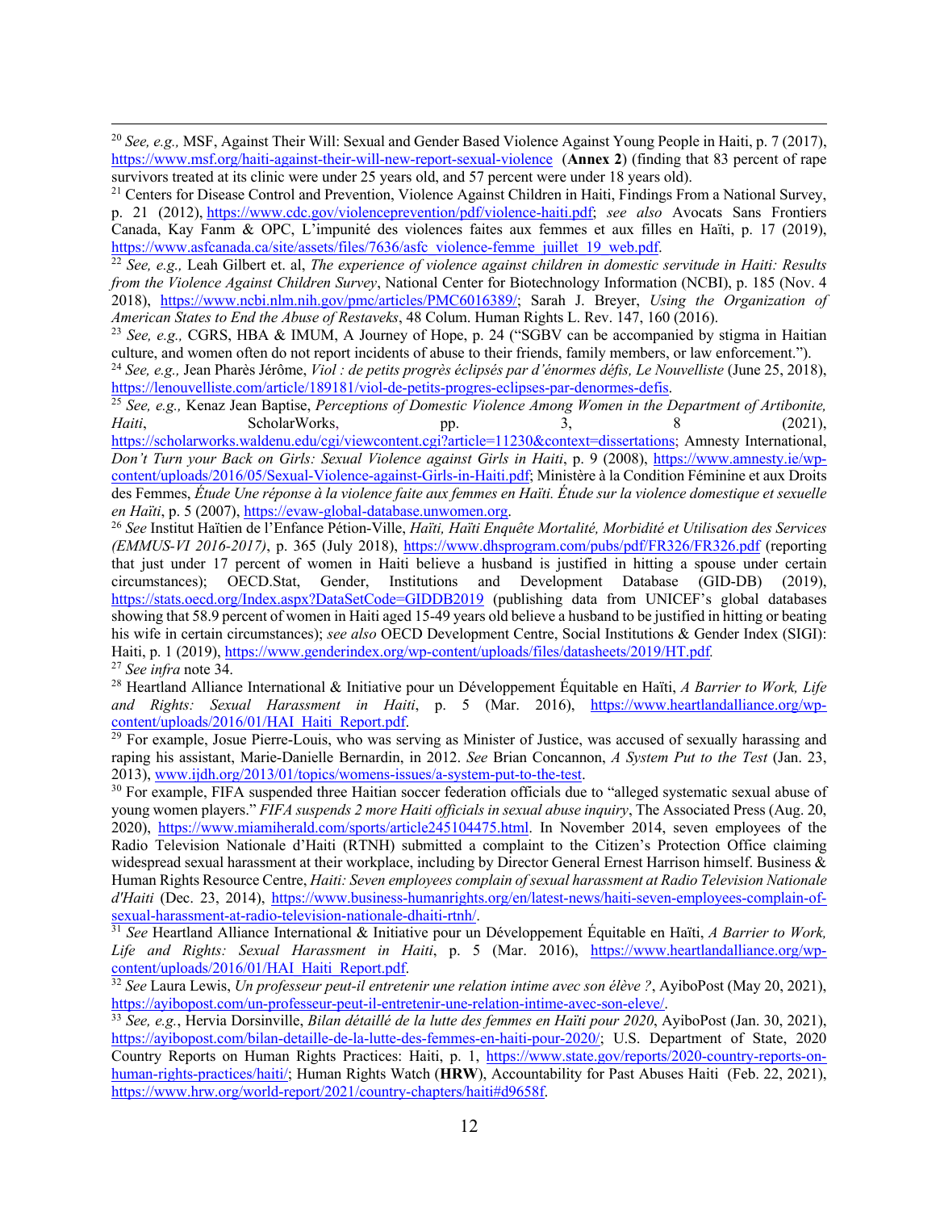[20] *See, e.g.,* MSF, Against Their Will: Sexual and Gender Based Violence Against Young People in Haiti, p. 7 (2017), https://www.msf.org/haiti-against-their-will-new-report-sexual-violence (**Annex 2**) (finding that 83 percent of rape survivors treated at its clinic were under 25 years old, and 57 percent were under 18 years old).

[21] Centers for Disease Control and Prevention, Violence Against Children in Haiti, Findings From a National Survey, p. 21 (2012), https://www.cdc.gov/violenceprevention/pdf/violence-haiti.pdf; *see also* Avocats Sans Frontiers Canada, Kay Fanm & OPC, L'impunité des violences faites aux femmes et aux filles en Haïti, p. 17 (2019), https://www.asfcanada.ca/site/assets/files/7636/asfc_violence-femme_juillet_19_web.pdf.

[22] *See, e.g.,* Leah Gilbert et. al, *The experience of violence against children in domestic servitude in Haiti: Results from the Violence Against Children Survey*, National Center for Biotechnology Information (NCBI), p. 185 (Nov. 4 2018), https://www.ncbi.nlm.nih.gov/pmc/articles/PMC6016389/; Sarah J. Breyer, *Using the Organization of American States to End the Abuse of Restaveks*, 48 Colum. Human Rights L. Rev. 147, 160 (2016).

[23] *See, e.g.,* CGRS, HBA & IMUM, A Journey of Hope, p. 24 ("SGBV can be accompanied by stigma in Haitian culture, and women often do not report incidents of abuse to their friends, family members, or law enforcement.").

[24] *See, e.g.,* Jean Pharès Jérôme, *Viol : de petits progrès éclipsés par d'énormes défis, Le Nouvelliste* (June 25, 2018), https://lenouvelliste.com/article/189181/viol-de-petits-progres-eclipses-par-denormes-defis.

[25] *See, e.g.,* Kenaz Jean Baptise, *Perceptions of Domestic Violence Among Women in the Department of Artibonite, Haiti*, ScholarWorks, pp. 3, 8 (2021), https://scholarworks.waldenu.edu/cgi/viewcontent.cgi?article=11230&context=dissertations; Amnesty International, *Don't Turn your Back on Girls: Sexual Violence against Girls in Haiti*, p. 9 (2008), https://www.amnesty.ie/wp-content/uploads/2016/05/Sexual-Violence-against-Girls-in-Haiti.pdf; Ministère à la Condition Féminine et aux Droits des Femmes, *Étude Une réponse à la violence faite aux femmes en Haïti. Étude sur la violence domestique et sexuelle en Haïti*, p. 5 (2007), https://evaw-global-database.unwomen.org.

[26] *See* Institut Haïtien de l'Enfance Pétion-Ville, *Haïti, Haïti Enquête Mortalité, Morbidité et Utilisation des Services (EMMUS-VI 2016-2017)*, p. 365 (July 2018), https://www.dhsprogram.com/pubs/pdf/FR326/FR326.pdf (reporting that just under 17 percent of women in Haiti believe a husband is justified in hitting a spouse under certain circumstances); OECD.Stat, Gender, Institutions and Development Database (GID-DB) (2019), https://stats.oecd.org/Index.aspx?DataSetCode=GIDDB2019 (publishing data from UNICEF's global databases showing that 58.9 percent of women in Haiti aged 15-49 years old believe a husband to be justified in hitting or beating his wife in certain circumstances); *see also* OECD Development Centre, Social Institutions & Gender Index (SIGI): Haiti, p. 1 (2019), https://www.genderindex.org/wp-content/uploads/files/datasheets/2019/HT.pdf.

[27] *See infra* note 34.

[28] Heartland Alliance International & Initiative pour un Développement Équitable en Haïti, *A Barrier to Work, Life and Rights: Sexual Harassment in Haiti*, p. 5 (Mar. 2016), https://www.heartlandalliance.org/wp-content/uploads/2016/01/HAI_Haiti_Report.pdf.

[29] For example, Josue Pierre-Louis, who was serving as Minister of Justice, was accused of sexually harassing and raping his assistant, Marie-Danielle Bernardin, in 2012. *See* Brian Concannon, *A System Put to the Test* (Jan. 23, 2013), www.ijdh.org/2013/01/topics/womens-issues/a-system-put-to-the-test.

[30] For example, FIFA suspended three Haitian soccer federation officials due to "alleged systematic sexual abuse of young women players." *FIFA suspends 2 more Haiti officials in sexual abuse inquiry*, The Associated Press (Aug. 20, 2020), https://www.miamiherald.com/sports/article245104475.html. In November 2014, seven employees of the Radio Television Nationale d'Haiti (RTNH) submitted a complaint to the Citizen's Protection Office claiming widespread sexual harassment at their workplace, including by Director General Ernest Harrison himself. Business & Human Rights Resource Centre, *Haiti: Seven employees complain of sexual harassment at Radio Television Nationale d'Haiti* (Dec. 23, 2014), https://www.business-humanrights.org/en/latest-news/haiti-seven-employees-complain-of-sexual-harassment-at-radio-television-nationale-dhaiti-rtnh/.

[31] *See* Heartland Alliance International & Initiative pour un Développement Équitable en Haïti, *A Barrier to Work, Life and Rights: Sexual Harassment in Haiti*, p. 5 (Mar. 2016), https://www.heartlandalliance.org/wp-content/uploads/2016/01/HAI_Haiti_Report.pdf.

[32] *See* Laura Lewis, *Un professeur peut-il entretenir une relation intime avec son élève ?*, AyiboPost (May 20, 2021), https://ayibopost.com/un-professeur-peut-il-entretenir-une-relation-intime-avec-son-eleve/.

[33] *See, e.g.*, Hervia Dorsinville, *Bilan détaillé de la lutte des femmes en Haïti pour 2020*, AyiboPost (Jan. 30, 2021), https://ayibopost.com/bilan-detaille-de-la-lutte-des-femmes-en-haiti-pour-2020/; U.S. Department of State, 2020 Country Reports on Human Rights Practices: Haiti, p. 1, https://www.state.gov/reports/2020-country-reports-on-human-rights-practices/haiti/; Human Rights Watch (**HRW**), Accountability for Past Abuses Haiti (Feb. 22, 2021), https://www.hrw.org/world-report/2021/country-chapters/haiti#d9658f.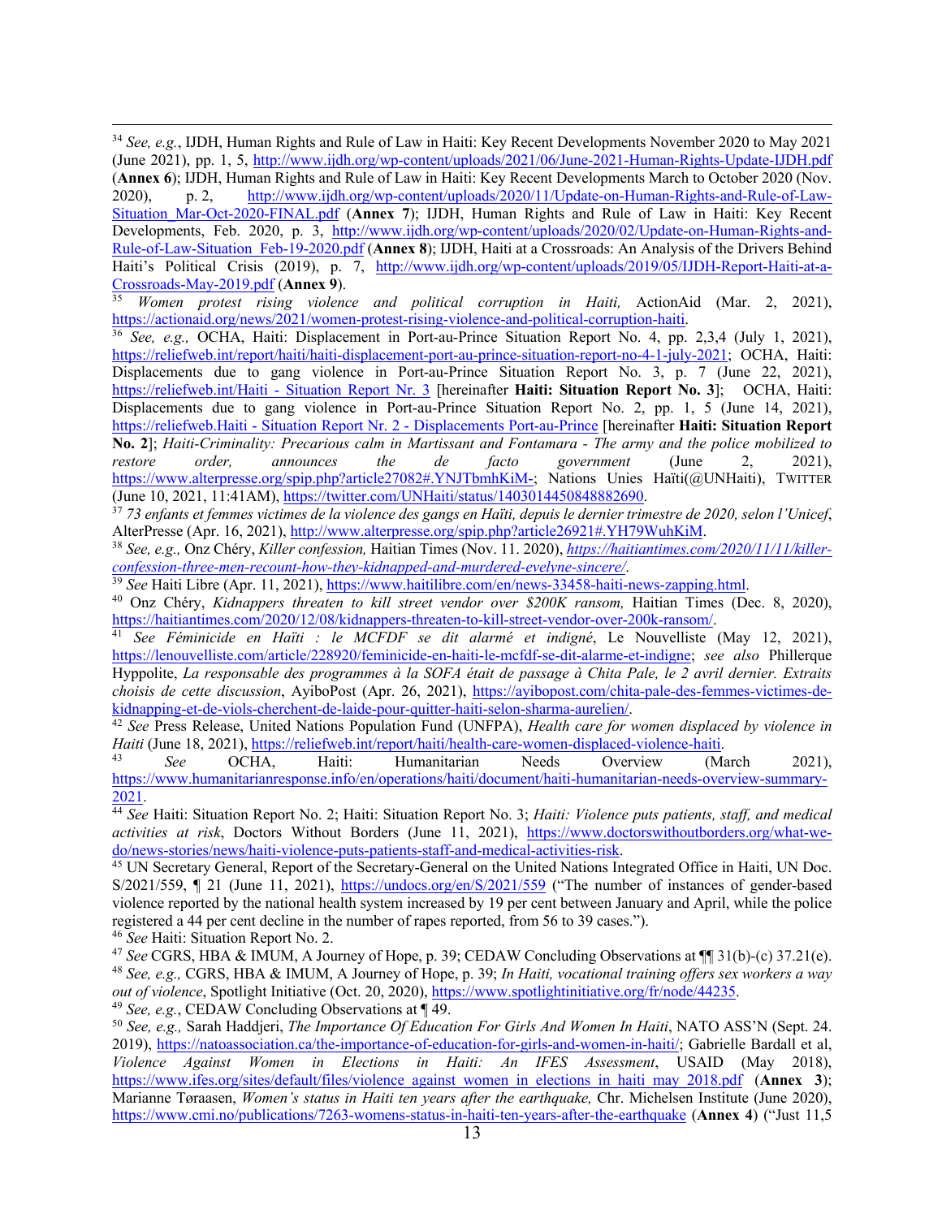[34] *See, e.g.*, IJDH, Human Rights and Rule of Law in Haiti: Key Recent Developments November 2020 to May 2021 (June 2021), pp. 1, 5, http://www.ijdh.org/wp-content/uploads/2021/06/June-2021-Human-Rights-Update-IJDH.pdf (**Annex 6**); IJDH, Human Rights and Rule of Law in Haiti: Key Recent Developments March to October 2020 (Nov. 2020), p. 2, http://www.ijdh.org/wp-content/uploads/2020/11/Update-on-Human-Rights-and-Rule-of-Law-Situation_Mar-Oct-2020-FINAL.pdf (**Annex 7**); IJDH, Human Rights and Rule of Law in Haiti: Key Recent Developments, Feb. 2020, p. 3, http://www.ijdh.org/wp-content/uploads/2020/02/Update-on-Human-Rights-and-Rule-of-Law-Situation_Feb-19-2020.pdf (**Annex 8**); IJDH, Haiti at a Crossroads: An Analysis of the Drivers Behind Haiti's Political Crisis (2019), p. 7, http://www.ijdh.org/wp-content/uploads/2019/05/IJDH-Report-Haiti-at-a-Crossroads-May-2019.pdf (**Annex 9**).

[35] *Women protest rising violence and political corruption in Haiti,* ActionAid (Mar. 2, 2021), https://actionaid.org/news/2021/women-protest-rising-violence-and-political-corruption-haiti.

[36] *See, e.g.,* OCHA, Haiti: Displacement in Port-au-Prince Situation Report No. 4, pp. 2,3,4 (July 1, 2021), https://reliefweb.int/report/haiti/haiti-displacement-port-au-prince-situation-report-no-4-1-july-2021; OCHA, Haiti: Displacements due to gang violence in Port-au-Prince Situation Report No. 3, p. 7 (June 22, 2021), https://reliefweb.int/Haiti - Situation Report Nr. 3 [hereinafter **Haiti: Situation Report No. 3**]; OCHA, Haiti: Displacements due to gang violence in Port-au-Prince Situation Report No. 2, pp. 1, 5 (June 14, 2021), https://reliefweb.Haiti - Situation Report Nr. 2 - Displacements Port-au-Prince [hereinafter **Haiti: Situation Report No. 2**]; *Haiti-Criminality: Precarious calm in Martissant and Fontamara - The army and the police mobilized to restore order, announces the de facto government* (June 2, 2021), https://www.alterpresse.org/spip.php?article27082#.YNJTbmhKiM-; Nations Unies Haïti(@UNHaiti), TWITTER (June 10, 2021, 11:41AM), https://twitter.com/UNHaiti/status/1403014450848882690.

[37] *73 enfants et femmes victimes de la violence des gangs en Haïti, depuis le dernier trimestre de 2020, selon l'Unicef*, AlterPresse (Apr. 16, 2021), http://www.alterpresse.org/spip.php?article26921#.YH79WuhKiM.

[38] *See, e.g.,* Onz Chéry, *Killer confession,* Haitian Times (Nov. 11. 2020), *https://haitiantimes.com/2020/11/11/killer-confession-three-men-recount-how-they-kidnapped-and-murdered-evelyne-sincere/*.

[39] *See* Haiti Libre (Apr. 11, 2021), https://www.haitilibre.com/en/news-33458-haiti-news-zapping.html.

[40] Onz Chéry, *Kidnappers threaten to kill street vendor over $200K ransom,* Haitian Times (Dec. 8, 2020), https://haitiantimes.com/2020/12/08/kidnappers-threaten-to-kill-street-vendor-over-200k-ransom/.

[41] *See Féminicide en Haïti : le MCFDF se dit alarmé et indigné*, Le Nouvelliste (May 12, 2021), https://lenouvelliste.com/article/228920/feminicide-en-haiti-le-mcfdf-se-dit-alarme-et-indigne; *see also* Phillerque Hyppolite, *La responsable des programmes à la SOFA était de passage à Chita Pale, le 2 avril dernier. Extraits choisis de cette discussion*, AyiboPost (Apr. 26, 2021), https://ayibopost.com/chita-pale-des-femmes-victimes-de-kidnapping-et-de-viols-cherchent-de-laide-pour-quitter-haiti-selon-sharma-aurelien/.

[42] *See* Press Release, United Nations Population Fund (UNFPA), *Health care for women displaced by violence in Haiti* (June 18, 2021), https://reliefweb.int/report/haiti/health-care-women-displaced-violence-haiti.

[43] *See* OCHA, Haiti: Humanitarian Needs Overview (March 2021), https://www.humanitarianresponse.info/en/operations/haiti/document/haiti-humanitarian-needs-overview-summary-2021.

[44] *See* Haiti: Situation Report No. 2; Haiti: Situation Report No. 3; *Haiti: Violence puts patients, staff, and medical activities at risk*, Doctors Without Borders (June 11, 2021), https://www.doctorswithoutborders.org/what-we-do/news-stories/news/haiti-violence-puts-patients-staff-and-medical-activities-risk.

[45] UN Secretary General, Report of the Secretary-General on the United Nations Integrated Office in Haiti, UN Doc. S/2021/559, ¶ 21 (June 11, 2021), https://undocs.org/en/S/2021/559 ("The number of instances of gender-based violence reported by the national health system increased by 19 per cent between January and April, while the police registered a 44 per cent decline in the number of rapes reported, from 56 to 39 cases.").

[46] *See* Haiti: Situation Report No. 2.

[47] *See* CGRS, HBA & IMUM, A Journey of Hope, p. 39; CEDAW Concluding Observations at ¶¶ 31(b)-(c) 37.21(e).

[48] *See, e.g.,* CGRS, HBA & IMUM, A Journey of Hope, p. 39; *In Haiti, vocational training offers sex workers a way out of violence*, Spotlight Initiative (Oct. 20, 2020), https://www.spotlightinitiative.org/fr/node/44235.

[49] *See, e.g.*, CEDAW Concluding Observations at ¶ 49.

[50] *See, e.g.,* Sarah Haddjeri, *The Importance Of Education For Girls And Women In Haiti*, NATO ASS'N (Sept. 24. 2019), https://natoassociation.ca/the-importance-of-education-for-girls-and-women-in-haiti/; Gabrielle Bardall et al, *Violence Against Women in Elections in Haiti: An IFES Assessment*, USAID (May 2018), https://www.ifes.org/sites/default/files/violence_against_women_in_elections_in_haiti_may_2018.pdf (**Annex 3**); Marianne Tøraasen, *Women's status in Haiti ten years after the earthquake,* Chr. Michelsen Institute (June 2020), https://www.cmi.no/publications/7263-womens-status-in-haiti-ten-years-after-the-earthquake (**Annex 4**) ("Just 11,5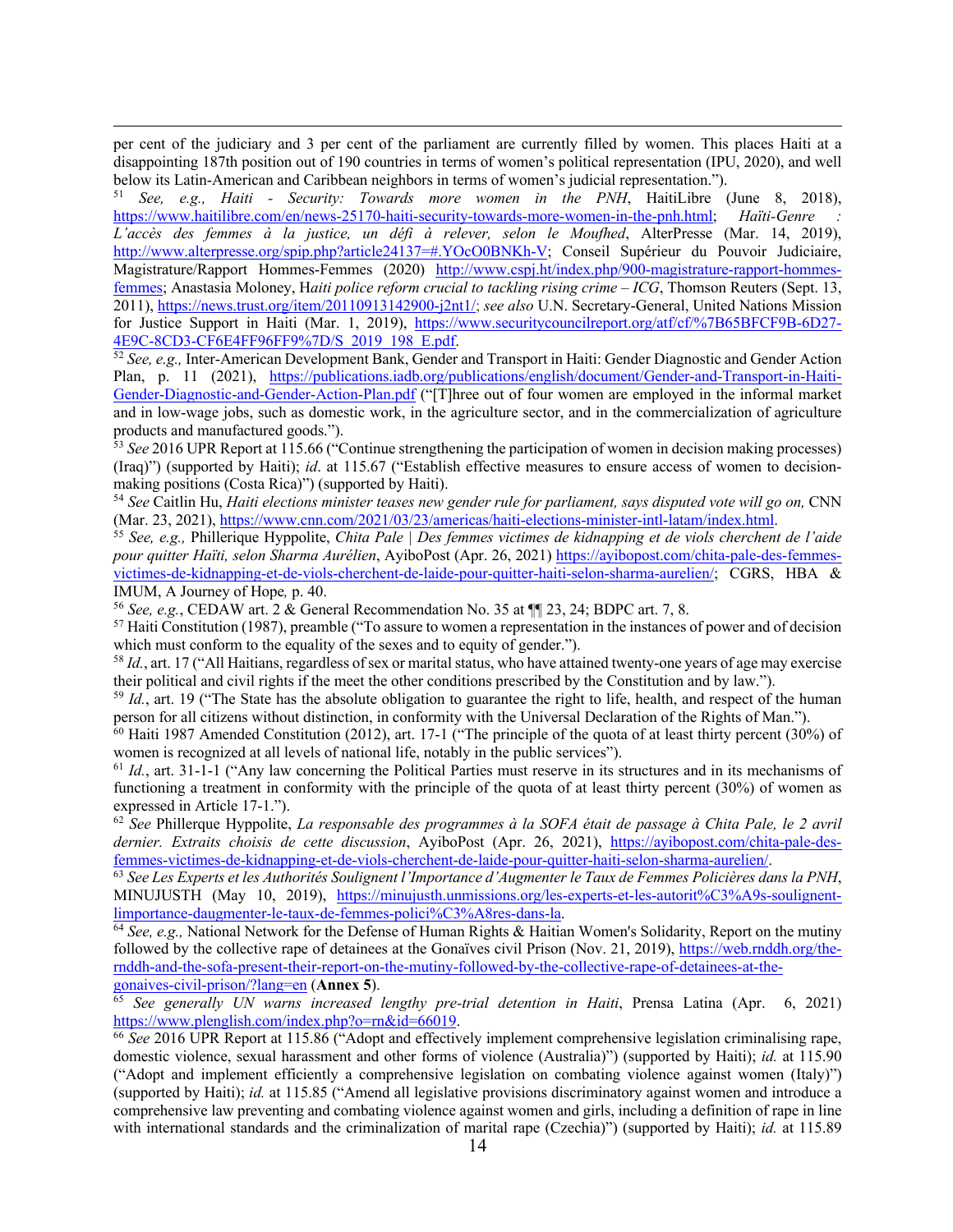per cent of the judiciary and 3 per cent of the parliament are currently filled by women. This places Haiti at a disappointing 187th position out of 190 countries in terms of women's political representation (IPU, 2020), and well below its Latin-American and Caribbean neighbors in terms of women's judicial representation.").

[51] *See, e.g., Haiti - Security: Towards more women in the PNH*, HaitiLibre (June 8, 2018), https://www.haitilibre.com/en/news-25170-haiti-security-towards-more-women-in-the-pnh.html; *Haïti-Genre : L'accès des femmes à la justice, un défi à relever, selon le Moufhed*, AlterPresse (Mar. 14, 2019), http://www.alterpresse.org/spip.php?article24137=#.YOcO0BNKh-V; Conseil Supérieur du Pouvoir Judiciaire, Magistrature/Rapport Hommes-Femmes (2020) http://www.cspj.ht/index.php/900-magistrature-rapport-hommes-femmes; Anastasia Moloney, H*aiti police reform crucial to tackling rising crime – ICG*, Thomson Reuters (Sept. 13, 2011), https://news.trust.org/item/20110913142900-j2nt1/; *see also* U.N. Secretary-General, United Nations Mission for Justice Support in Haiti (Mar. 1, 2019), https://www.securitycouncilreport.org/atf/cf/%7B65BFCF9B-6D27-4E9C-8CD3-CF6E4FF96FF9%7D/S_2019_198_E.pdf.

[52] *See, e.g.,* Inter-American Development Bank, Gender and Transport in Haiti: Gender Diagnostic and Gender Action Plan, p. 11 (2021), https://publications.iadb.org/publications/english/document/Gender-and-Transport-in-Haiti-Gender-Diagnostic-and-Gender-Action-Plan.pdf ("[T]hree out of four women are employed in the informal market and in low-wage jobs, such as domestic work, in the agriculture sector, and in the commercialization of agriculture products and manufactured goods.").

[53] *See* 2016 UPR Report at 115.66 ("Continue strengthening the participation of women in decision making processes) (Iraq)") (supported by Haiti); *id*. at 115.67 ("Establish effective measures to ensure access of women to decision-making positions (Costa Rica)") (supported by Haiti).

[54] *See* Caitlin Hu, *Haiti elections minister teases new gender rule for parliament, says disputed vote will go on,* CNN (Mar. 23, 2021), https://www.cnn.com/2021/03/23/americas/haiti-elections-minister-intl-latam/index.html.

[55] *See, e.g.,* Phillerique Hyppolite, *Chita Pale | Des femmes victimes de kidnapping et de viols cherchent de l'aide pour quitter Haïti, selon Sharma Aurélien*, AyiboPost (Apr. 26, 2021) https://ayibopost.com/chita-pale-des-femmes-victimes-de-kidnapping-et-de-viols-cherchent-de-laide-pour-quitter-haiti-selon-sharma-aurelien/; CGRS, HBA & IMUM, A Journey of Hope*,* p. 40.

[56] *See, e.g.*, CEDAW art. 2 & General Recommendation No. 35 at ¶¶ 23, 24; BDPC art. 7, 8.

[57] Haiti Constitution (1987), preamble ("To assure to women a representation in the instances of power and of decision which must conform to the equality of the sexes and to equity of gender.").

[58] *Id.*, art. 17 ("All Haitians, regardless of sex or marital status, who have attained twenty-one years of age may exercise their political and civil rights if the meet the other conditions prescribed by the Constitution and by law.").

[59] *Id.*, art. 19 ("The State has the absolute obligation to guarantee the right to life, health, and respect of the human person for all citizens without distinction, in conformity with the Universal Declaration of the Rights of Man.").

[60] Haiti 1987 Amended Constitution (2012), art. 17-1 ("The principle of the quota of at least thirty percent (30%) of women is recognized at all levels of national life, notably in the public services").

[61] *Id.*, art. 31-1-1 ("Any law concerning the Political Parties must reserve in its structures and in its mechanisms of functioning a treatment in conformity with the principle of the quota of at least thirty percent (30%) of women as expressed in Article 17-1.").

[62] *See* Phillerque Hyppolite, *La responsable des programmes à la SOFA était de passage à Chita Pale, le 2 avril dernier. Extraits choisis de cette discussion*, AyiboPost (Apr. 26, 2021), https://ayibopost.com/chita-pale-des-femmes-victimes-de-kidnapping-et-de-viols-cherchent-de-laide-pour-quitter-haiti-selon-sharma-aurelien/.

[63] *See Les Experts et les Autorités Soulignent l'Importance d'Augmenter le Taux de Femmes Policières dans la PNH*, MINUJUSTH (May 10, 2019), https://minujusth.unmissions.org/les-experts-et-les-autorit%C3%A9s-soulignent-limportance-daugmenter-le-taux-de-femmes-polici%C3%A8res-dans-la.

[64] *See, e.g.,* National Network for the Defense of Human Rights & Haitian Women's Solidarity, Report on the mutiny followed by the collective rape of detainees at the Gonaïves civil Prison (Nov. 21, 2019), https://web.rnddh.org/the-rnddh-and-the-sofa-present-their-report-on-the-mutiny-followed-by-the-collective-rape-of-detainees-at-the-gonaives-civil-prison/?lang=en (**Annex 5**).

[65] *See generally UN warns increased lengthy pre-trial detention in Haiti*, Prensa Latina (Apr. 6, 2021) https://www.plenglish.com/index.php?o=rn&id=66019.

[66] *See* 2016 UPR Report at 115.86 ("Adopt and effectively implement comprehensive legislation criminalising rape, domestic violence, sexual harassment and other forms of violence (Australia)") (supported by Haiti); *id.* at 115.90 ("Adopt and implement efficiently a comprehensive legislation on combating violence against women (Italy)") (supported by Haiti); *id.* at 115.85 ("Amend all legislative provisions discriminatory against women and introduce a comprehensive law preventing and combating violence against women and girls, including a definition of rape in line with international standards and the criminalization of marital rape (Czechia)") (supported by Haiti); *id.* at 115.89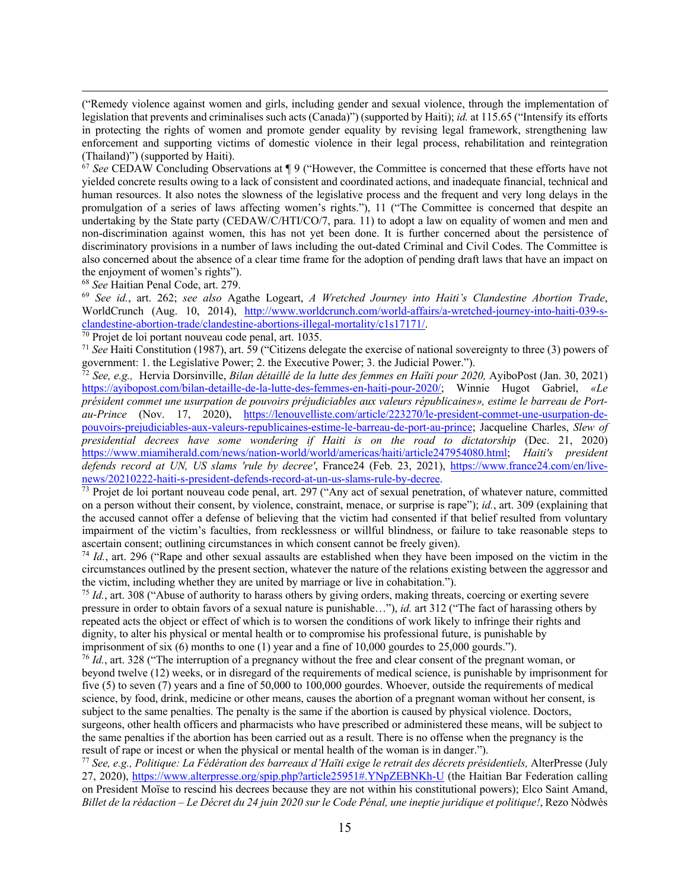("Remedy violence against women and girls, including gender and sexual violence, through the implementation of legislation that prevents and criminalises such acts (Canada)") (supported by Haiti); *id.* at 115.65 ("Intensify its efforts in protecting the rights of women and promote gender equality by revising legal framework, strengthening law enforcement and supporting victims of domestic violence in their legal process, rehabilitation and reintegration (Thailand)") (supported by Haiti).

[67] *See* CEDAW Concluding Observations at ¶ 9 ("However, the Committee is concerned that these efforts have not yielded concrete results owing to a lack of consistent and coordinated actions, and inadequate financial, technical and human resources. It also notes the slowness of the legislative process and the frequent and very long delays in the promulgation of a series of laws affecting women's rights."), 11 ("The Committee is concerned that despite an undertaking by the State party (CEDAW/C/HTI/CO/7, para. 11) to adopt a law on equality of women and men and non-discrimination against women, this has not yet been done. It is further concerned about the persistence of discriminatory provisions in a number of laws including the out-dated Criminal and Civil Codes. The Committee is also concerned about the absence of a clear time frame for the adoption of pending draft laws that have an impact on the enjoyment of women's rights").

[68] *See* Haitian Penal Code, art. 279.

[69] *See id.*, art. 262; *see also* Agathe Logeart, *A Wretched Journey into Haiti's Clandestine Abortion Trade*, WorldCrunch (Aug. 10, 2014), http://www.worldcrunch.com/world-affairs/a-wretched-journey-into-haiti-039-s-clandestine-abortion-trade/clandestine-abortions-illegal-mortality/c1s17171/.

[70] Projet de loi portant nouveau code penal, art. 1035.

[71] *See* Haiti Constitution (1987), art. 59 ("Citizens delegate the exercise of national sovereignty to three (3) powers of government: 1. the Legislative Power; 2. the Executive Power; 3. the Judicial Power.").

[72] *See, e.g.,* Hervia Dorsinville, *Bilan détaillé de la lutte des femmes en Haïti pour 2020,* AyiboPost (Jan. 30, 2021) https://ayibopost.com/bilan-detaille-de-la-lutte-des-femmes-en-haiti-pour-2020/; Winnie Hugot Gabriel, *«Le président commet une usurpation de pouvoirs préjudiciables aux valeurs républicaines», estime le barreau de Port-au-Prince* (Nov. 17, 2020), https://lenouvelliste.com/article/223270/le-president-commet-une-usurpation-de-pouvoirs-prejudiciables-aux-valeurs-republicaines-estime-le-barreau-de-port-au-prince; Jacqueline Charles, *Slew of presidential decrees have some wondering if Haiti is on the road to dictatorship* (Dec. 21, 2020) https://www.miamiherald.com/news/nation-world/world/americas/haiti/article247954080.html; *Haiti's president defends record at UN, US slams 'rule by decree'*, France24 (Feb. 23, 2021), https://www.france24.com/en/live-news/20210222-haiti-s-president-defends-record-at-un-us-slams-rule-by-decree.

[73] Projet de loi portant nouveau code penal, art. 297 ("Any act of sexual penetration, of whatever nature, committed on a person without their consent, by violence, constraint, menace, or surprise is rape"); *id.*, art. 309 (explaining that the accused cannot offer a defense of believing that the victim had consented if that belief resulted from voluntary impairment of the victim's faculties, from recklessness or willful blindness, or failure to take reasonable steps to ascertain consent; outlining circumstances in which consent cannot be freely given).

[74] *Id.*, art. 296 ("Rape and other sexual assaults are established when they have been imposed on the victim in the circumstances outlined by the present section, whatever the nature of the relations existing between the aggressor and the victim, including whether they are united by marriage or live in cohabitation.").

[75] *Id.*, art. 308 ("Abuse of authority to harass others by giving orders, making threats, coercing or exerting severe pressure in order to obtain favors of a sexual nature is punishable…"), *id.* art 312 ("The fact of harassing others by repeated acts the object or effect of which is to worsen the conditions of work likely to infringe their rights and dignity, to alter his physical or mental health or to compromise his professional future, is punishable by imprisonment of six (6) months to one (1) year and a fine of 10,000 gourdes to 25,000 gourds.").

[76] *Id.*, art. 328 ("The interruption of a pregnancy without the free and clear consent of the pregnant woman, or beyond twelve (12) weeks, or in disregard of the requirements of medical science, is punishable by imprisonment for five (5) to seven (7) years and a fine of 50,000 to 100,000 gourdes. Whoever, outside the requirements of medical science, by food, drink, medicine or other means, causes the abortion of a pregnant woman without her consent, is subject to the same penalties. The penalty is the same if the abortion is caused by physical violence. Doctors, surgeons, other health officers and pharmacists who have prescribed or administered these means, will be subject to the same penalties if the abortion has been carried out as a result. There is no offense when the pregnancy is the result of rape or incest or when the physical or mental health of the woman is in danger.").

[77] *See, e.g., Politique: La Fédération des barreaux d'Haïti exige le retrait des décrets présidentiels,* AlterPresse (July 27, 2020), https://www.alterpresse.org/spip.php?article25951#.YNpZEBNKh-U (the Haitian Bar Federation calling on President Moïse to rescind his decrees because they are not within his constitutional powers); Elco Saint Amand, *Billet de la rédaction – Le Décret du 24 juin 2020 sur le Code Pénal, une ineptie juridique et politique!*, Rezo Nòdwès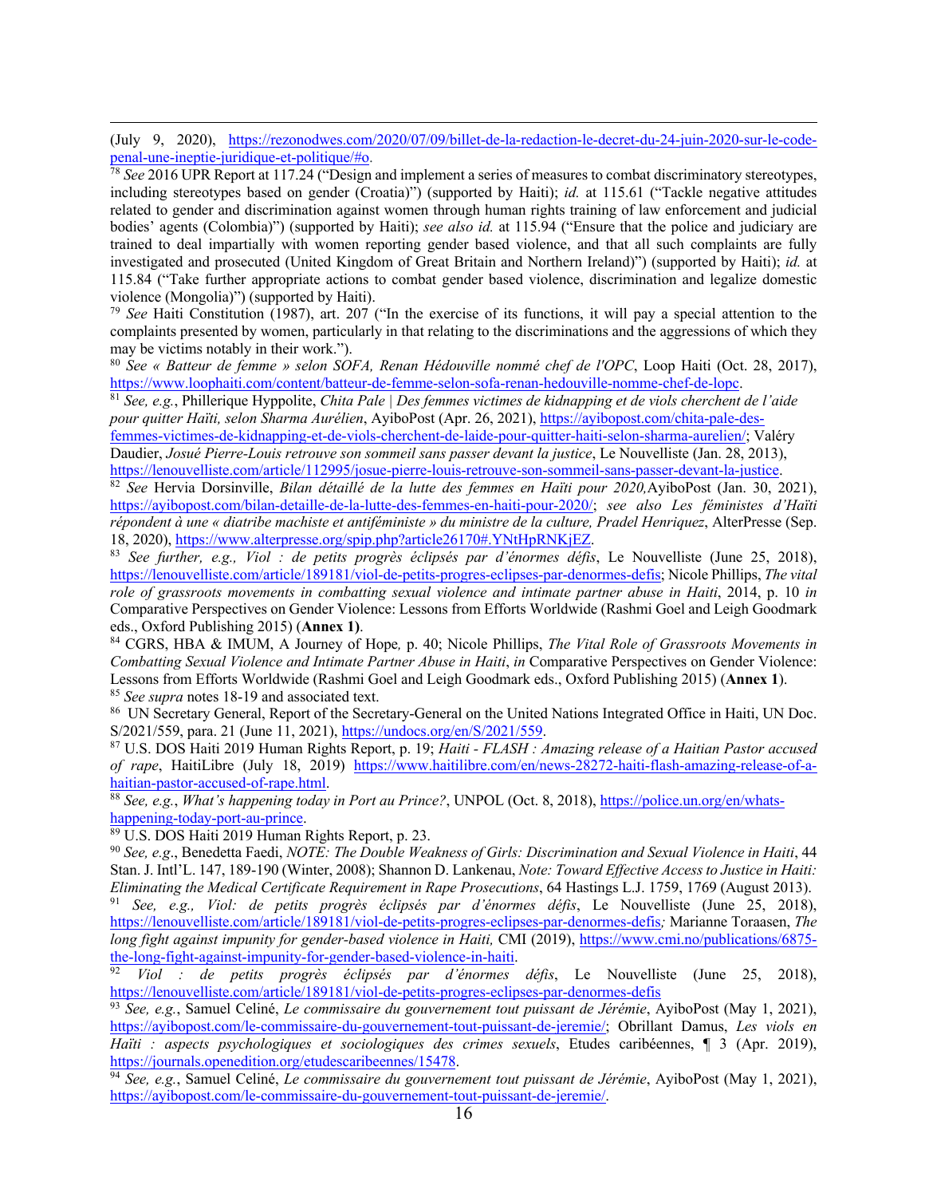(July 9, 2020), https://rezonodwes.com/2020/07/09/billet-de-la-redaction-le-decret-du-24-juin-2020-sur-le-code-penal-une-ineptie-juridique-et-politique/#o.

[78] *See* 2016 UPR Report at 117.24 ("Design and implement a series of measures to combat discriminatory stereotypes, including stereotypes based on gender (Croatia)") (supported by Haiti); *id.* at 115.61 ("Tackle negative attitudes related to gender and discrimination against women through human rights training of law enforcement and judicial bodies' agents (Colombia)") (supported by Haiti); *see also id.* at 115.94 ("Ensure that the police and judiciary are trained to deal impartially with women reporting gender based violence, and that all such complaints are fully investigated and prosecuted (United Kingdom of Great Britain and Northern Ireland)") (supported by Haiti); *id.* at 115.84 ("Take further appropriate actions to combat gender based violence, discrimination and legalize domestic violence (Mongolia)") (supported by Haiti).

[79] *See* Haiti Constitution (1987), art. 207 ("In the exercise of its functions, it will pay a special attention to the complaints presented by women, particularly in that relating to the discriminations and the aggressions of which they may be victims notably in their work.").

[80] *See « Batteur de femme » selon SOFA, Renan Hédouville nommé chef de l'OPC*, Loop Haiti (Oct. 28, 2017), https://www.loophaiti.com/content/batteur-de-femme-selon-sofa-renan-hedouville-nomme-chef-de-lopc.

[81] *See, e.g.*, Phillerique Hyppolite, *Chita Pale | Des femmes victimes de kidnapping et de viols cherchent de l'aide pour quitter Haïti, selon Sharma Aurélien*, AyiboPost (Apr. 26, 2021), https://ayibopost.com/chita-pale-des-femmes-victimes-de-kidnapping-et-de-viols-cherchent-de-laide-pour-quitter-haiti-selon-sharma-aurelien/; Valéry Daudier, *Josué Pierre-Louis retrouve son sommeil sans passer devant la justice*, Le Nouvelliste (Jan. 28, 2013), https://lenouvelliste.com/article/112995/josue-pierre-louis-retrouve-son-sommeil-sans-passer-devant-la-justice.

[82] *See* Hervia Dorsinville, *Bilan détaillé de la lutte des femmes en Haïti pour 2020,* AyiboPost (Jan. 30, 2021), https://ayibopost.com/bilan-detaille-de-la-lutte-des-femmes-en-haiti-pour-2020/; *see also Les féministes d'Haïti répondent à une « diatribe machiste et antiféministe » du ministre de la culture, Pradel Henriquez*, AlterPresse (Sep. 18, 2020), https://www.alterpresse.org/spip.php?article26170#.YNtHpRNKjEZ.

[83] *See further, e.g., Viol : de petits progrès éclipsés par d'énormes défis*, Le Nouvelliste (June 25, 2018), https://lenouvelliste.com/article/189181/viol-de-petits-progres-eclipses-par-denormes-defis; Nicole Phillips, *The vital role of grassroots movements in combatting sexual violence and intimate partner abuse in Haiti*, 2014, p. 10 *in* Comparative Perspectives on Gender Violence: Lessons from Efforts Worldwide (Rashmi Goel and Leigh Goodmark eds., Oxford Publishing 2015) (**Annex 1)**.

[84] CGRS, HBA & IMUM, A Journey of Hope*,* p. 40; Nicole Phillips, *The Vital Role of Grassroots Movements in Combatting Sexual Violence and Intimate Partner Abuse in Haiti*, *in* Comparative Perspectives on Gender Violence: Lessons from Efforts Worldwide (Rashmi Goel and Leigh Goodmark eds., Oxford Publishing 2015) (**Annex 1**).

[85] *See supra* notes 18-19 and associated text.

[86] UN Secretary General, Report of the Secretary-General on the United Nations Integrated Office in Haiti, UN Doc. S/2021/559, para. 21 (June 11, 2021), https://undocs.org/en/S/2021/559.

[87] U.S. DOS Haiti 2019 Human Rights Report, p. 19; *Haiti - FLASH : Amazing release of a Haitian Pastor accused of rape*, HaitiLibre (July 18, 2019) https://www.haitilibre.com/en/news-28272-haiti-flash-amazing-release-of-a-haitian-pastor-accused-of-rape.html.

[88] *See, e.g.*, *What's happening today in Port au Prince?*, UNPOL (Oct. 8, 2018), https://police.un.org/en/whats-happening-today-port-au-prince.

[89] U.S. DOS Haiti 2019 Human Rights Report, p. 23.

[90] *See, e.g*., Benedetta Faedi, *NOTE: The Double Weakness of Girls: Discrimination and Sexual Violence in Haiti*, 44 Stan. J. Intl'L. 147, 189-190 (Winter, 2008); Shannon D. Lankenau, *Note: Toward Effective Access to Justice in Haiti: Eliminating the Medical Certificate Requirement in Rape Prosecutions*, 64 Hastings L.J. 1759, 1769 (August 2013).

[91] *See, e.g., Viol: de petits progrès éclipsés par d'énormes défis*, Le Nouvelliste (June 25, 2018), https://lenouvelliste.com/article/189181/viol-de-petits-progres-eclipses-par-denormes-defis*;* Marianne Toraasen, *The long fight against impunity for gender-based violence in Haiti,* CMI (2019), https://www.cmi.no/publications/6875-the-long-fight-against-impunity-for-gender-based-violence-in-haiti.

[92] *Viol : de petits progrès éclipsés par d'énormes défis*, Le Nouvelliste (June 25, 2018), https://lenouvelliste.com/article/189181/viol-de-petits-progres-eclipses-par-denormes-defis

[93] *See, e.g.*, Samuel Celiné, *Le commissaire du gouvernement tout puissant de Jérémie*, AyiboPost (May 1, 2021), https://ayibopost.com/le-commissaire-du-gouvernement-tout-puissant-de-jeremie/; Obrillant Damus, *Les viols en Haïti : aspects psychologiques et sociologiques des crimes sexuels*, Etudes caribéennes, ¶ 3 (Apr. 2019), https://journals.openedition.org/etudescaribeennes/15478.

[94] *See, e.g.*, Samuel Celiné, *Le commissaire du gouvernement tout puissant de Jérémie*, AyiboPost (May 1, 2021), https://ayibopost.com/le-commissaire-du-gouvernement-tout-puissant-de-jeremie/.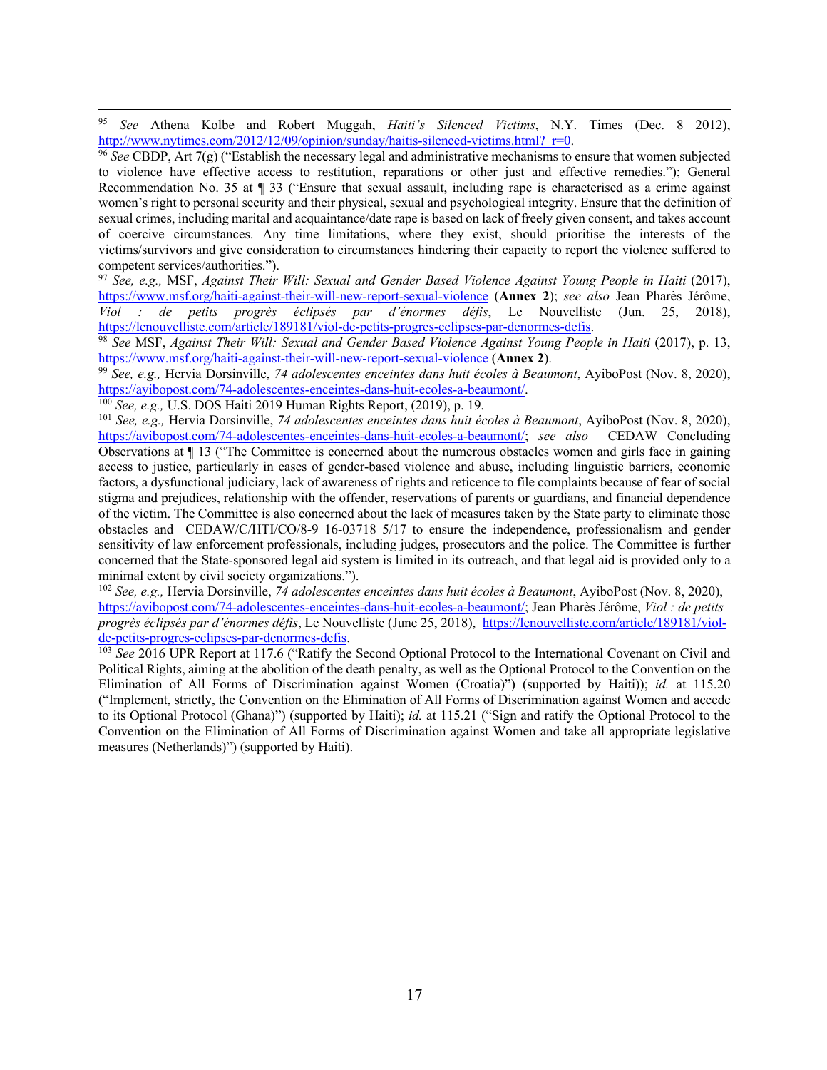[95] *See* Athena Kolbe and Robert Muggah, *Haiti's Silenced Victims*, N.Y. Times (Dec. 8 2012), http://www.nytimes.com/2012/12/09/opinion/sunday/haitis-silenced-victims.html?_r=0.

[96] *See* CBDP, Art 7(g) ("Establish the necessary legal and administrative mechanisms to ensure that women subjected to violence have effective access to restitution, reparations or other just and effective remedies."); General Recommendation No. 35 at ¶ 33 ("Ensure that sexual assault, including rape is characterised as a crime against women's right to personal security and their physical, sexual and psychological integrity. Ensure that the definition of sexual crimes, including marital and acquaintance/date rape is based on lack of freely given consent, and takes account of coercive circumstances. Any time limitations, where they exist, should prioritise the interests of the victims/survivors and give consideration to circumstances hindering their capacity to report the violence suffered to competent services/authorities.").

[97] *See, e.g.,* MSF, *Against Their Will: Sexual and Gender Based Violence Against Young People in Haiti* (2017), https://www.msf.org/haiti-against-their-will-new-report-sexual-violence (**Annex 2**); *see also* Jean Pharès Jérôme, *Viol : de petits progrès éclipsés par d'énormes défis*, Le Nouvelliste (Jun. 25, 2018), https://lenouvelliste.com/article/189181/viol-de-petits-progres-eclipses-par-denormes-defis.

[98] *See* MSF, *Against Their Will: Sexual and Gender Based Violence Against Young People in Haiti* (2017), p. 13, https://www.msf.org/haiti-against-their-will-new-report-sexual-violence (**Annex 2**).

[99] *See, e.g.,* Hervia Dorsinville, *74 adolescentes enceintes dans huit écoles à Beaumont*, AyiboPost (Nov. 8, 2020), https://ayibopost.com/74-adolescentes-enceintes-dans-huit-ecoles-a-beaumont/.

[100] *See, e.g.,* U.S. DOS Haiti 2019 Human Rights Report, (2019), p. 19.

[101] *See, e.g.,* Hervia Dorsinville, *74 adolescentes enceintes dans huit écoles à Beaumont*, AyiboPost (Nov. 8, 2020), https://ayibopost.com/74-adolescentes-enceintes-dans-huit-ecoles-a-beaumont/; *see also* CEDAW Concluding Observations at ¶ 13 ("The Committee is concerned about the numerous obstacles women and girls face in gaining access to justice, particularly in cases of gender-based violence and abuse, including linguistic barriers, economic factors, a dysfunctional judiciary, lack of awareness of rights and reticence to file complaints because of fear of social stigma and prejudices, relationship with the offender, reservations of parents or guardians, and financial dependence of the victim. The Committee is also concerned about the lack of measures taken by the State party to eliminate those obstacles and CEDAW/C/HTI/CO/8-9 16-03718 5/17 to ensure the independence, professionalism and gender sensitivity of law enforcement professionals, including judges, prosecutors and the police. The Committee is further concerned that the State-sponsored legal aid system is limited in its outreach, and that legal aid is provided only to a minimal extent by civil society organizations.").

[102] *See, e.g.,* Hervia Dorsinville, *74 adolescentes enceintes dans huit écoles à Beaumont*, AyiboPost (Nov. 8, 2020), https://ayibopost.com/74-adolescentes-enceintes-dans-huit-ecoles-a-beaumont/; Jean Pharès Jérôme, *Viol : de petits progrès éclipsés par d'énormes défis*, Le Nouvelliste (June 25, 2018), https://lenouvelliste.com/article/189181/viol-de-petits-progres-eclipses-par-denormes-defis.

[103] *See* 2016 UPR Report at 117.6 ("Ratify the Second Optional Protocol to the International Covenant on Civil and Political Rights, aiming at the abolition of the death penalty, as well as the Optional Protocol to the Convention on the Elimination of All Forms of Discrimination against Women (Croatia)") (supported by Haiti)); *id.* at 115.20 ("Implement, strictly, the Convention on the Elimination of All Forms of Discrimination against Women and accede to its Optional Protocol (Ghana)") (supported by Haiti); *id.* at 115.21 ("Sign and ratify the Optional Protocol to the Convention on the Elimination of All Forms of Discrimination against Women and take all appropriate legislative measures (Netherlands)") (supported by Haiti).